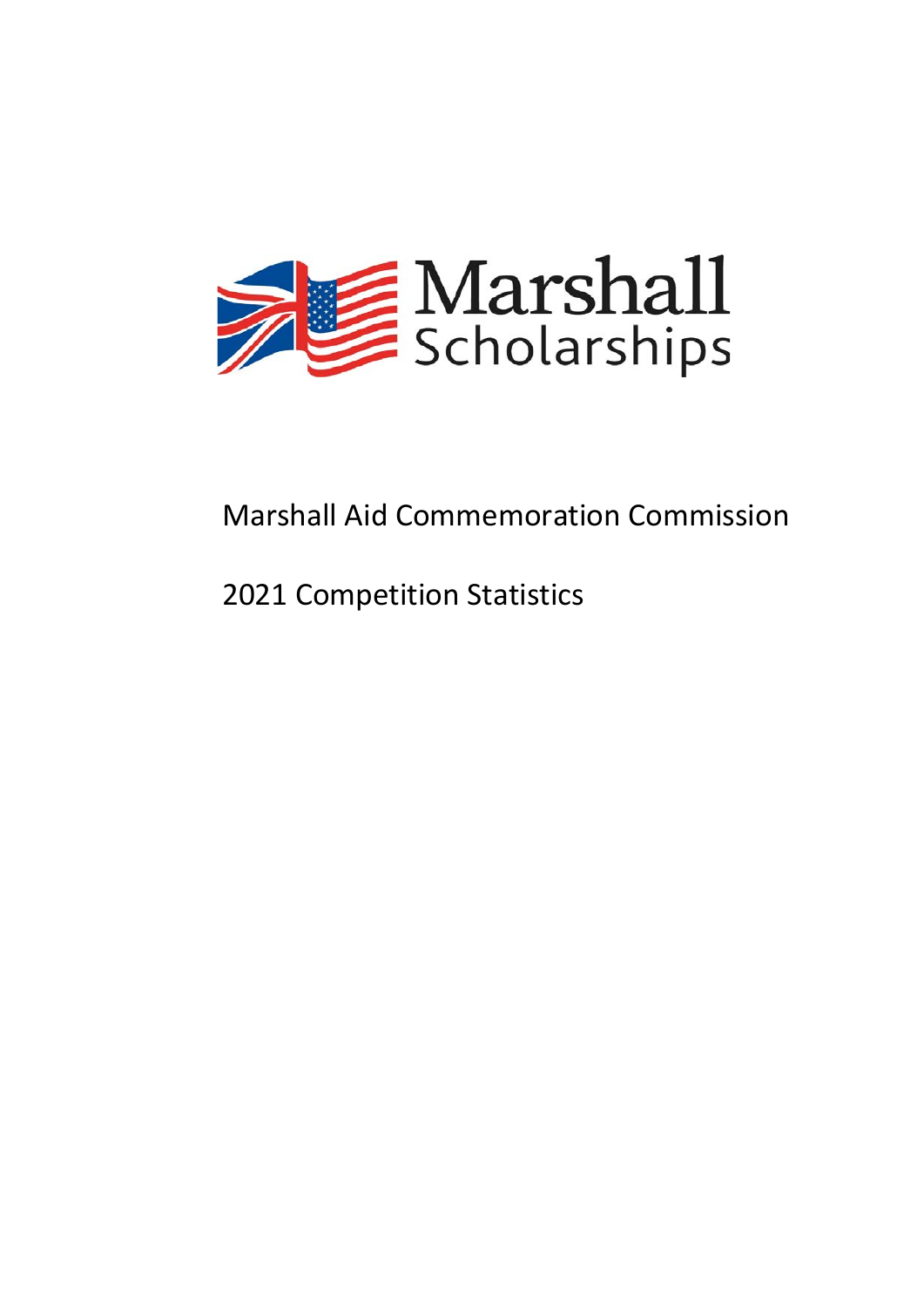Marshall Scholarships

Marshall Aid Commemoration Commission

2021 Competition Statistics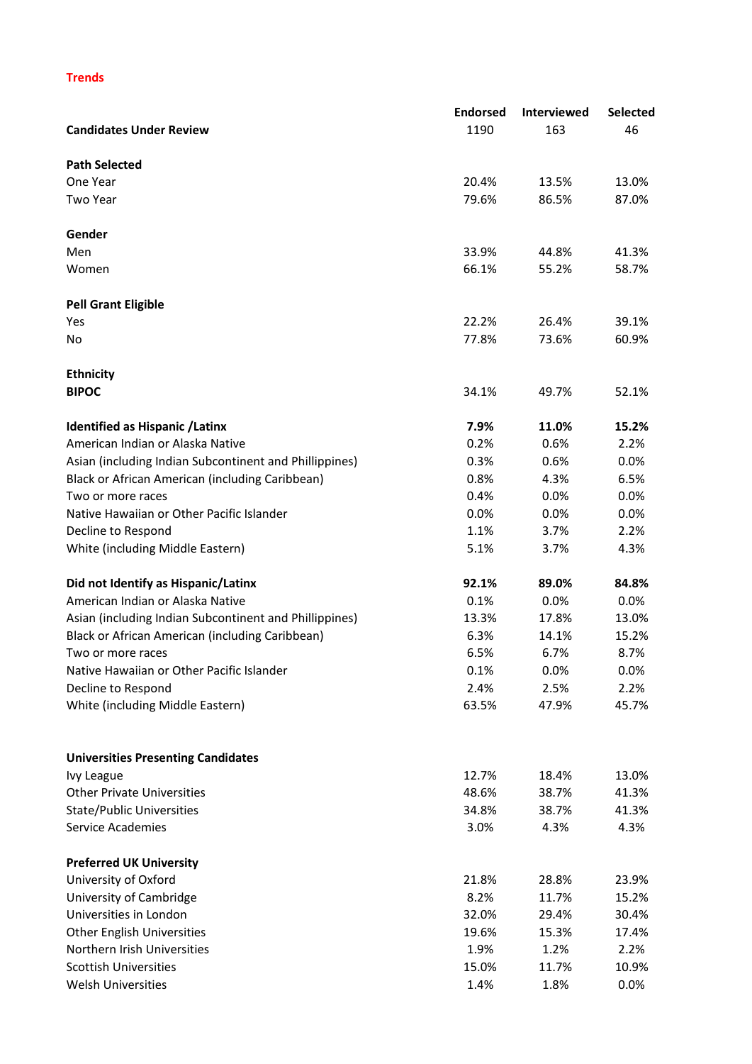## Trends

| | Endorsed | Interviewed | Selected |
|---|---|---|---|
| **Candidates Under Review** | 1190 | 163 | 46 |
| | | | |
| **Path Selected** | | | |
| One Year | 20.4% | 13.5% | 13.0% |
| Two Year | 79.6% | 86.5% | 87.0% |
| | | | |
| **Gender** | | | |
| Men | 33.9% | 44.8% | 41.3% |
| Women | 66.1% | 55.2% | 58.7% |
| | | | |
| **Pell Grant Eligible** | | | |
| Yes | 22.2% | 26.4% | 39.1% |
| No | 77.8% | 73.6% | 60.9% |
| | | | |
| **Ethnicity** | | | |
| **BIPOC** | 34.1% | 49.7% | 52.1% |
| | | | |
| **Identified as Hispanic /Latinx** | **7.9%** | **11.0%** | **15.2%** |
| American Indian or Alaska Native | 0.2% | 0.6% | 2.2% |
| Asian (including Indian Subcontinent and Phillippines) | 0.3% | 0.6% | 0.0% |
| Black or African American (including Caribbean) | 0.8% | 4.3% | 6.5% |
| Two or more races | 0.4% | 0.0% | 0.0% |
| Native Hawaiian or Other Pacific Islander | 0.0% | 0.0% | 0.0% |
| Decline to Respond | 1.1% | 3.7% | 2.2% |
| White (including Middle Eastern) | 5.1% | 3.7% | 4.3% |
| | | | |
| **Did not Identify as Hispanic/Latinx** | **92.1%** | **89.0%** | **84.8%** |
| American Indian or Alaska Native | 0.1% | 0.0% | 0.0% |
| Asian (including Indian Subcontinent and Phillippines) | 13.3% | 17.8% | 13.0% |
| Black or African American (including Caribbean) | 6.3% | 14.1% | 15.2% |
| Two or more races | 6.5% | 6.7% | 8.7% |
| Native Hawaiian or Other Pacific Islander | 0.1% | 0.0% | 0.0% |
| Decline to Respond | 2.4% | 2.5% | 2.2% |
| White (including Middle Eastern) | 63.5% | 47.9% | 45.7% |
| | | | |
| **Universities Presenting Candidates** | | | |
| Ivy League | 12.7% | 18.4% | 13.0% |
| Other Private Universities | 48.6% | 38.7% | 41.3% |
| State/Public Universities | 34.8% | 38.7% | 41.3% |
| Service Academies | 3.0% | 4.3% | 4.3% |
| | | | |
| **Preferred UK University** | | | |
| University of Oxford | 21.8% | 28.8% | 23.9% |
| University of Cambridge | 8.2% | 11.7% | 15.2% |
| Universities in London | 32.0% | 29.4% | 30.4% |
| Other English Universities | 19.6% | 15.3% | 17.4% |
| Northern Irish Universities | 1.9% | 1.2% | 2.2% |
| Scottish Universities | 15.0% | 11.7% | 10.9% |
| Welsh Universities | 1.4% | 1.8% | 0.0% |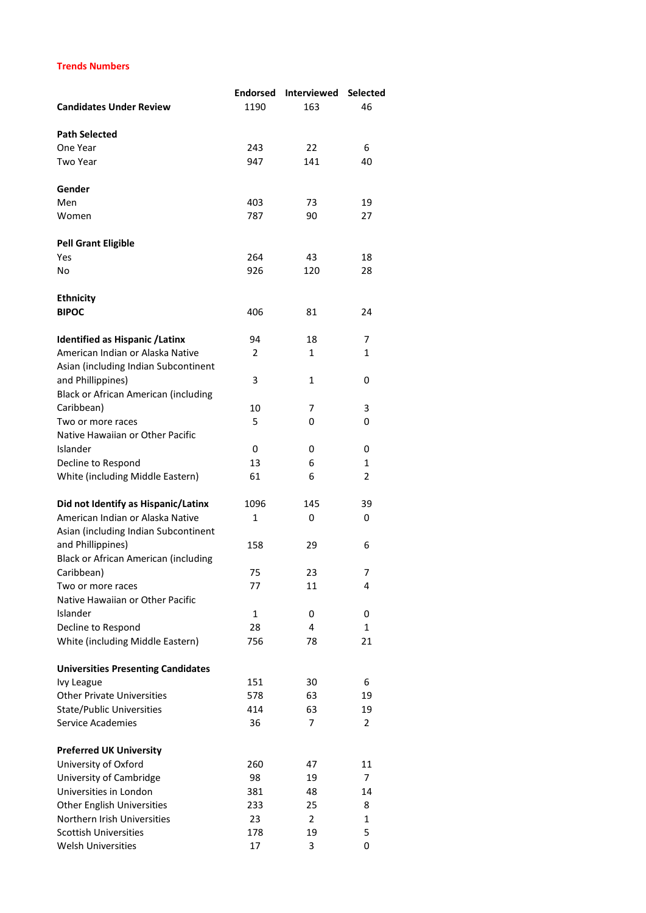**Trends Numbers**

| | Endorsed | Interviewed | Selected |
|---|---|---|---|
| **Candidates Under Review** | 1190 | 163 | 46 |
| | | | |
| **Path Selected** | | | |
| One Year | 243 | 22 | 6 |
| Two Year | 947 | 141 | 40 |
| | | | |
| **Gender** | | | |
| Men | 403 | 73 | 19 |
| Women | 787 | 90 | 27 |
| | | | |
| **Pell Grant Eligible** | | | |
| Yes | 264 | 43 | 18 |
| No | 926 | 120 | 28 |
| | | | |
| **Ethnicity** | | | |
| **BIPOC** | 406 | 81 | 24 |
| | | | |
| **Identified as Hispanic /Latinx** | 94 | 18 | 7 |
| American Indian or Alaska Native | 2 | 1 | 1 |
| Asian (including Indian Subcontinent and Phillippines) | 3 | 1 | 0 |
| Black or African American (including Caribbean) | 10 | 7 | 3 |
| Two or more races | 5 | 0 | 0 |
| Native Hawaiian or Other Pacific Islander | 0 | 0 | 0 |
| Decline to Respond | 13 | 6 | 1 |
| White (including Middle Eastern) | 61 | 6 | 2 |
| | | | |
| **Did not Identify as Hispanic/Latinx** | 1096 | 145 | 39 |
| American Indian or Alaska Native | 1 | 0 | 0 |
| Asian (including Indian Subcontinent and Phillippines) | 158 | 29 | 6 |
| Black or African American (including Caribbean) | 75 | 23 | 7 |
| Two or more races | 77 | 11 | 4 |
| Native Hawaiian or Other Pacific Islander | 1 | 0 | 0 |
| Decline to Respond | 28 | 4 | 1 |
| White (including Middle Eastern) | 756 | 78 | 21 |
| | | | |
| **Universities Presenting Candidates** | | | |
| Ivy League | 151 | 30 | 6 |
| Other Private Universities | 578 | 63 | 19 |
| State/Public Universities | 414 | 63 | 19 |
| Service Academies | 36 | 7 | 2 |
| | | | |
| **Preferred UK University** | | | |
| University of Oxford | 260 | 47 | 11 |
| University of Cambridge | 98 | 19 | 7 |
| Universities in London | 381 | 48 | 14 |
| Other English Universities | 233 | 25 | 8 |
| Northern Irish Universities | 23 | 2 | 1 |
| Scottish Universities | 178 | 19 | 5 |
| Welsh Universities | 17 | 3 | 0 |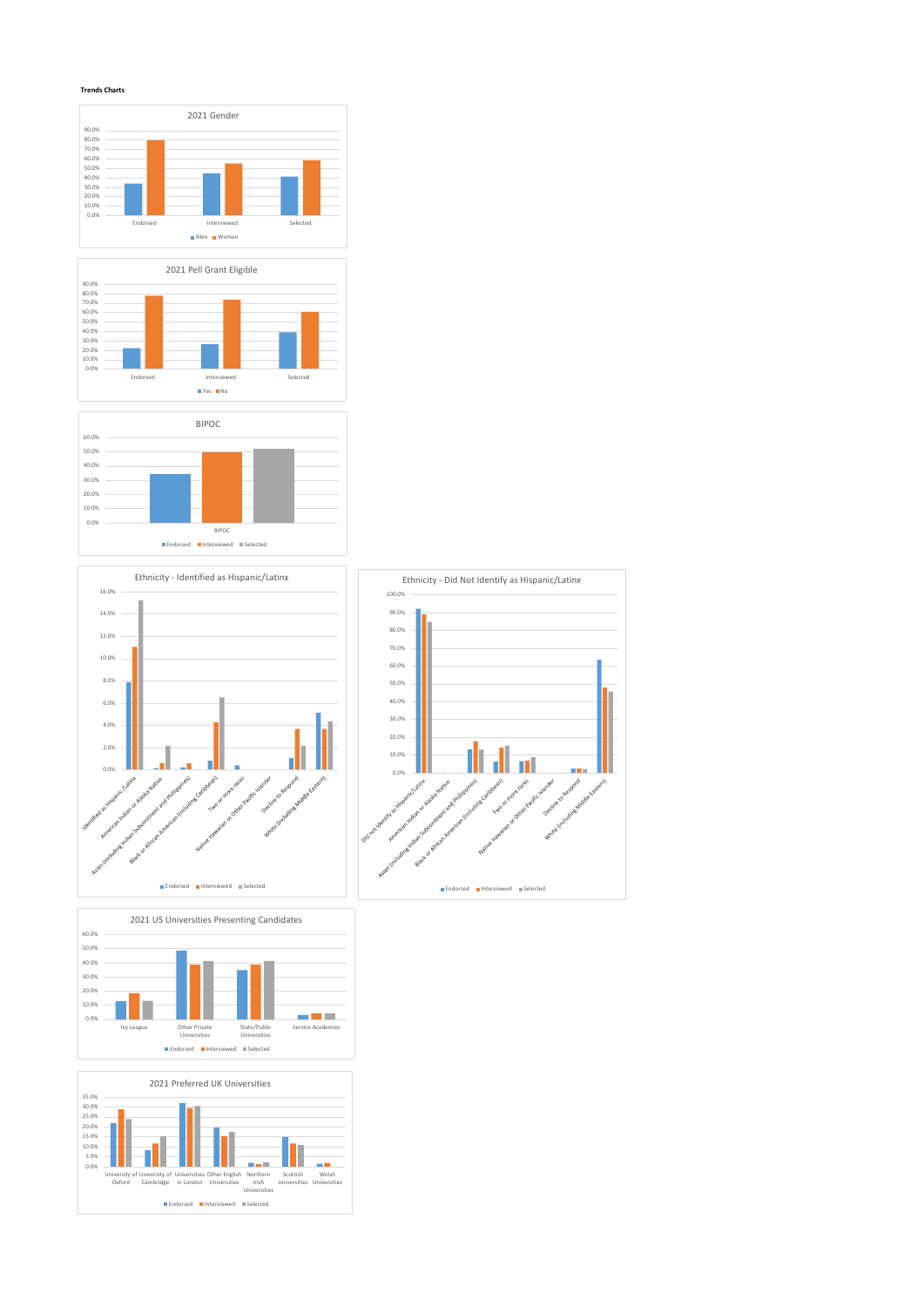**Trends Charts**

2021 Gender

2021 Pell Grant Eligible

BIPOC

Ethnicity - Identified as Hispanic/Latinx

Ethnicity - Did Not Identify as Hispanic/Latinx

2021 US Universities Presenting Candidates

2021 Preferred UK Universities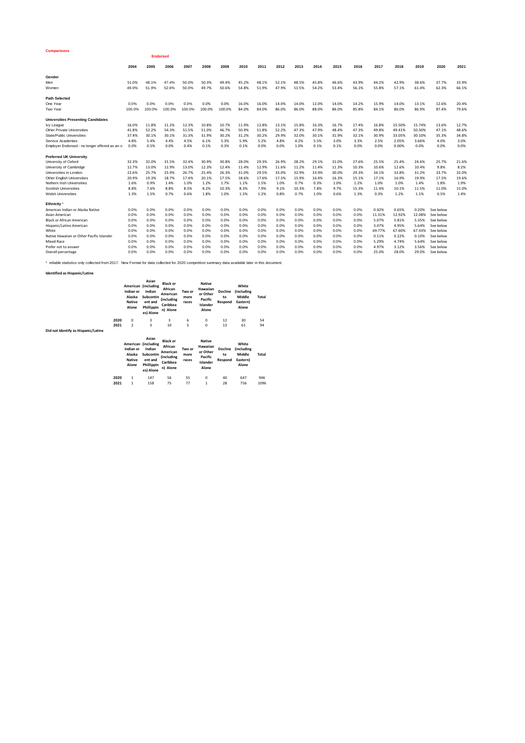**Comparisons**

**Endorsed**

| | 2004 | 2005 | 2006 | 2007 | 2008 | 2009 | 2010 | 2011 | 2012 | 2013 | 2014 | 2015 | 2016 | 2017 | 2018 | 2019 | 2020 | 2021 |
|---|---|---|---|---|---|---|---|---|---|---|---|---|---|---|---|---|---|---|
| **Gender** | | | | | | | | | | | | | | | | | | |
| Men | 51.0% | 48.1% | 47.4% | 50.0% | 50.3% | 49.4% | 45.2% | 48.1% | 52.1% | 48.5% | 45.8% | 46.6% | 43.9% | 44.2% | 42.9% | 38.6% | 37.7% | 33.9% |
| Women | 49.0% | 51.9% | 52.6% | 50.0% | 49.7% | 50.6% | 54.8% | 51.9% | 47.9% | 51.5% | 54.2% | 53.4% | 56.1% | 55.8% | 57.1% | 61.4% | 62.3% | 66.1% |
| **Path Selected** | | | | | | | | | | | | | | | | | | |
| One Year | 0.0% | 0.0% | 0.0% | 0.0% | 0.0% | 0.0% | 16.0% | 16.0% | 14.0% | 14.0% | 12.0% | 14.0% | 14.2% | 15.9% | 14.0% | 13.1% | 12.6% | 20.4% |
| Two Year | 100.0% | 100.0% | 100.0% | 100.0% | 100.0% | 100.0% | 84.0% | 84.0% | 86.0% | 86.0% | 88.0% | 86.0% | 85.8% | 84.1% | 86.0% | 86.9% | 87.4% | 79.6% |
| **Universities Presenting Candidates** | | | | | | | | | | | | | | | | | | |
| Ivy League | 16.0% | 11.8% | 11.2% | 12.3% | 10.8% | 10.7% | 11.9% | 12.8% | 13.1% | 15.8% | 16.3% | 16.7% | 17.4% | 16.8% | 15.50% | 15.74% | 13.6% | 12.7% |
| Other Private Universities | 41.8% | 52.2% | 54.3% | 51.5% | 51.0% | 46.7% | 50.9% | 51.8% | 52.2% | 47.3% | 47.9% | 48.4% | 47.3% | 49.8% | 49.41% | 50.50% | 47.1% | 48.6% |
| State/Public Universities | 37.4% | 30.1% | 30.1% | 31.3% | 31.9% | 30.2% | 31.2% | 30.2% | 29.9% | 32.0% | 30.1% | 31.9% | 32.1% | 30.9% | 33.05% | 30.10% | 35.3% | 34.8% |
| Service Academies | 4.8% | 5.4% | 4.4% | 4.5% | 6.1% | 5.3% | 5.9% | 5.2% | 4.8% | 4.2% | 5.5% | 3.0% | 3.3% | 2.5% | 2.05% | 3.66% | 4.0% | 3.0% |
| Employer Endorsed - no longer offered as an o | 0.0% | 0.5% | 0.0% | 0.4% | 0.1% | 0.3% | 0.1% | 0.0% | 0.0% | 1.0% | 0.1% | 0.1% | 0.0% | 0.0% | 0.000% | 0.0% | 0.0% | 0.0% |
| **Preferred UK University** | | | | | | | | | | | | | | | | | | |
| University of Oxford | 32.3% | 32.0% | 31.5% | 32.4% | 30.9% | 30.8% | 28.0% | 29.3% | 26.9% | 28.2% | 29.1% | 31.0% | 27.6% | 25.5% | 25.4% | 24.6% | 25.7% | 21.6% |
| University of Cambridge | 12.7% | 13.0% | 12.9% | 13.0% | 12.3% | 12.4% | 11.4% | 12.9% | 11.6% | 11.2% | 11.4% | 11.3% | 10.3% | 10.6% | 12.6% | 10.4% | 9.8% | 8.2% |
| Universities in London | 22.6% | 25.7% | 25.9% | 26.7% | 25.4% | 26.3% | 31.0% | 29.5% | 33.0% | 32.9% | 33.9% | 30.0% | 29.3% | 34.1% | 32.8% | 31.2% | 33.7% | 32.0% |
| Other English Universities | 20.9% | 19.3% | 18.7% | 17.4% | 20.1% | 17.5% | 18.6% | 17.6% | 17.5% | 15.9% | 16.4% | 16.3% | 15.1% | 17.1% | 16.9% | 19.9% | 17.5% | 19.6% |
| Nothern Irish Universities | 1.6% | 0.9% | 1.4% | 1.0% | 1.2% | 1.7% | 1.1% | 1.5% | 1.0% | 0.7% | 0.3% | 1.0% | 1.2% | 1.0% | 1.0% | 1.4% | 1.8% | 1.9% |
| Scottish Universities | 8.8% | 7.6% | 8.8% | 8.5% | 8.2% | 10.3% | 8.3% | 7.9% | 9.1% | 10.3% | 7.8% | 9.7% | 15.3% | 11.4% | 10.1% | 11.5% | 11.0% | 15.0% |
| Welsh Universities | 1.3% | 1.5% | 0.7% | 0.6% | 1.8% | 1.0% | 1.5% | 1.2% | 0.8% | 0.7% | 1.0% | 0.6% | 1.3% | 0.3% | 1.2% | 1.1% | 0.5% | 1.4% |
| **Ethnicity** * | | | | | | | | | | | | | | | | | | |
| American Indian or Alaska Native | 0.0% | 0.0% | 0.0% | 0.0% | 0.0% | 0.0% | 0.0% | 0.0% | 0.0% | 0.0% | 0.0% | 0.0% | 0.0% | 0.42% | 0.65% | 0.20% | See below | |
| Asian American | 0.0% | 0.0% | 0.0% | 0.0% | 0.0% | 0.0% | 0.0% | 0.0% | 0.0% | 0.0% | 0.0% | 0.0% | 0.0% | 11.31% | 12.92% | 12.08% | See below | |
| Black or African American | 0.0% | 0.0% | 0.0% | 0.0% | 0.0% | 0.0% | 0.0% | 0.0% | 0.0% | 0.0% | 0.0% | 0.0% | 0.0% | 5.07% | 5.81% | 5.35% | See below | |
| Hispanic/Latino American | 0.0% | 0.0% | 0.0% | 0.0% | 0.0% | 0.0% | 0.0% | 0.0% | 0.0% | 0.0% | 0.0% | 0.0% | 0.0% | 3.07% | 4.95% | 5.64% | See below | |
| White | 0.0% | 0.0% | 0.0% | 0.0% | 0.0% | 0.0% | 0.0% | 0.0% | 0.0% | 0.0% | 0.0% | 0.0% | 0.0% | 69.77% | 67.60% | 67.43% | See below | |
| Native Hawaiian or Other Pacific Islander | 0.0% | 0.0% | 0.0% | 0.0% | 0.0% | 0.0% | 0.0% | 0.0% | 0.0% | 0.0% | 0.0% | 0.0% | 0.0% | 0.11% | 0.22% | 0.10% | See below | |
| Mixed Race | 0.0% | 0.0% | 0.0% | 0.0% | 0.0% | 0.0% | 0.0% | 0.0% | 0.0% | 0.0% | 0.0% | 0.0% | 0.0% | 5.29% | 4.74% | 5.64% | See below | |
| Prefer not to answer | 0.0% | 0.0% | 0.0% | 0.0% | 0.0% | 0.0% | 0.0% | 0.0% | 0.0% | 0.0% | 0.0% | 0.0% | 0.0% | 4.97% | 3.12% | 3.56% | See below | |
| Overall percentage | 0.0% | 0.0% | 0.0% | 0.0% | 0.0% | 0.0% | 0.0% | 0.0% | 0.0% | 0.0% | 0.0% | 0.0% | 0.0% | 25.0% | 28.0% | 29.0% | See below | |

\* reliable statistics only collected from 2017. New Format for data collected for 2020 competition summary data available later in this document.

**Identified as Hispanic/Latinx**

| | American Indian or Alaska Native Alone | Asian (including Indian Subcontinent and Phillippines) Alone | Black or African American (including Caribbean) Alone | Two or more races | Native Hawaiian or Other Pacific Islander Alone | Decline to Respond | White (including Middle Eastern) Alone | Total |
|---|---|---|---|---|---|---|---|---|
| **2020** | 0 | 3 | 3 | 6 | 0 | 12 | 30 | 54 |
| **2021** | 2 | 3 | 10 | 5 | 0 | 13 | 61 | 94 |

**Did not Identify as Hispanic/Latinx**

| | American Indian or Alaska Native Alone | Asian (including Indian Subcontinent and Phillippines) Alone | Black or African American (including Caribbean) Alone | Two or more races | Native Hawaiian or Other Pacific Islander Alone | Decline to Respond | White (including Middle Eastern) Alone | Total |
|---|---|---|---|---|---|---|---|---|
| **2020** | 1 | 147 | 56 | 55 | 0 | 40 | 647 | 946 |
| **2021** | 1 | 158 | 75 | 77 | 1 | 28 | 756 | 1096 |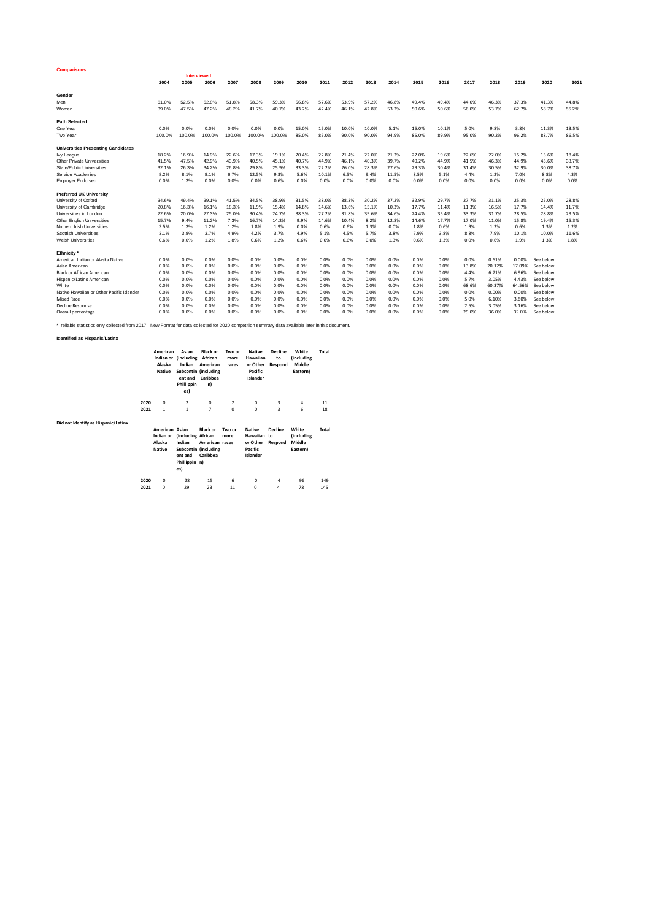## Comparisons

| | 2004 | 2005 | 2006 | 2007 | 2008 | 2009 | 2010 | 2011 | 2012 | 2013 | 2014 | 2015 | 2016 | 2017 | 2018 | 2019 | 2020 | 2021 |
|---|---|---|---|---|---|---|---|---|---|---|---|---|---|---|---|---|---|---|
| | | Interviewed | | | | | | | | | | | | | | | | |
| **Gender** | | | | | | | | | | | | | | | | | | |
| Men | 61.0% | 52.5% | 52.8% | 51.8% | 58.3% | 59.3% | 56.8% | 57.6% | 53.9% | 57.2% | 46.8% | 49.4% | 49.4% | 44.0% | 46.3% | 37.3% | 41.3% | 44.8% |
| Women | 39.0% | 47.5% | 47.2% | 48.2% | 41.7% | 40.7% | 43.2% | 42.4% | 46.1% | 42.8% | 53.2% | 50.6% | 50.6% | 56.0% | 53.7% | 62.7% | 58.7% | 55.2% |
| **Path Selected** | | | | | | | | | | | | | | | | | | |
| One Year | 0.0% | 0.0% | 0.0% | 0.0% | 0.0% | 0.0% | 15.0% | 15.0% | 10.0% | 10.0% | 5.1% | 15.0% | 10.1% | 5.0% | 9.8% | 3.8% | 11.3% | 13.5% |
| Two Year | 100.0% | 100.0% | 100.0% | 100.0% | 100.0% | 100.0% | 85.0% | 85.0% | 90.0% | 90.0% | 94.9% | 85.0% | 89.9% | 95.0% | 90.2% | 96.2% | 88.7% | 86.5% |
| **Universities Presenting Candidates** | | | | | | | | | | | | | | | | | | |
| Ivy League | 18.2% | 16.9% | 14.9% | 22.6% | 17.3% | 19.1% | 20.4% | 22.8% | 21.4% | 22.0% | 21.2% | 22.0% | 19.6% | 22.6% | 22.0% | 15.2% | 15.6% | 18.4% |
| Other Private Universities | 41.5% | 47.5% | 42.9% | 43.9% | 40.5% | 45.1% | 40.7% | 44.9% | 46.1% | 40.3% | 39.7% | 40.2% | 44.9% | 41.5% | 46.3% | 44.9% | 45.6% | 38.7% |
| State/Public Universities | 32.1% | 26.3% | 34.2% | 26.8% | 29.8% | 25.9% | 33.3% | 22.2% | 26.0% | 28.3% | 27.6% | 29.3% | 30.4% | 31.4% | 30.5% | 32.9% | 30.0% | 38.7% |
| Service Academies | 8.2% | 8.1% | 8.1% | 6.7% | 12.5% | 9.3% | 5.6% | 10.1% | 6.5% | 9.4% | 11.5% | 8.5% | 5.1% | 4.4% | 1.2% | 7.0% | 8.8% | 4.3% |
| Employer Endorsed | 0.0% | 1.3% | 0.0% | 0.0% | 0.0% | 0.6% | 0.0% | 0.0% | 0.0% | 0.0% | 0.0% | 0.0% | 0.0% | 0.0% | 0.0% | 0.0% | 0.0% | 0.0% |
| **Preferred UK University** | | | | | | | | | | | | | | | | | | |
| University of Oxford | 34.6% | 49.4% | 39.1% | 41.5% | 34.5% | 38.9% | 31.5% | 38.0% | 38.3% | 30.2% | 37.2% | 32.9% | 29.7% | 27.7% | 31.1% | 25.3% | 25.0% | 28.8% |
| University of Cambridge | 20.8% | 16.3% | 16.1% | 18.3% | 11.9% | 15.4% | 14.8% | 14.6% | 13.6% | 15.1% | 10.3% | 17.7% | 11.4% | 11.3% | 16.5% | 17.7% | 14.4% | 11.7% |
| Universities in London | 22.6% | 20.0% | 27.3% | 25.0% | 30.4% | 24.7% | 38.3% | 27.2% | 31.8% | 39.6% | 34.6% | 24.4% | 35.4% | 33.3% | 31.7% | 28.5% | 28.8% | 29.5% |
| Other English Universities | 15.7% | 9.4% | 11.2% | 7.3% | 16.7% | 14.2% | 9.9% | 14.6% | 10.4% | 8.2% | 12.8% | 14.6% | 17.7% | 17.0% | 11.0% | 15.8% | 19.4% | 15.3% |
| Nothern Irish Universities | 2.5% | 1.3% | 1.2% | 1.2% | 1.8% | 1.9% | 0.0% | 0.6% | 0.6% | 1.3% | 0.0% | 1.8% | 0.6% | 1.9% | 1.2% | 0.6% | 1.3% | 1.2% |
| Scottish Universities | 3.1% | 3.8% | 3.7% | 4.9% | 4.2% | 3.7% | 4.9% | 5.1% | 4.5% | 5.7% | 3.8% | 7.9% | 3.8% | 8.8% | 7.9% | 10.1% | 10.0% | 11.6% |
| Welsh Universities | 0.6% | 0.0% | 1.2% | 1.8% | 0.6% | 1.2% | 0.6% | 0.0% | 0.6% | 0.0% | 1.3% | 0.6% | 1.3% | 0.0% | 0.6% | 1.9% | 1.3% | 1.8% |
| **Ethnicity \*** | | | | | | | | | | | | | | | | | | |
| American Indian or Alaska Native | 0.0% | 0.0% | 0.0% | 0.0% | 0.0% | 0.0% | 0.0% | 0.0% | 0.0% | 0.0% | 0.0% | 0.0% | 0.0% | 0.0% | 0.61% | 0.00% | See below | |
| Asian American | 0.0% | 0.0% | 0.0% | 0.0% | 0.0% | 0.0% | 0.0% | 0.0% | 0.0% | 0.0% | 0.0% | 0.0% | 0.0% | 13.8% | 20.12% | 17.09% | See below | |
| Black or African American | 0.0% | 0.0% | 0.0% | 0.0% | 0.0% | 0.0% | 0.0% | 0.0% | 0.0% | 0.0% | 0.0% | 0.0% | 0.0% | 4.4% | 6.71% | 6.96% | See below | |
| Hispanic/Latino American | 0.0% | 0.0% | 0.0% | 0.0% | 0.0% | 0.0% | 0.0% | 0.0% | 0.0% | 0.0% | 0.0% | 0.0% | 0.0% | 5.7% | 3.05% | 4.43% | See below | |
| White | 0.0% | 0.0% | 0.0% | 0.0% | 0.0% | 0.0% | 0.0% | 0.0% | 0.0% | 0.0% | 0.0% | 0.0% | 0.0% | 68.6% | 60.37% | 64.56% | See below | |
| Native Hawaiian or Other Pacific Islander | 0.0% | 0.0% | 0.0% | 0.0% | 0.0% | 0.0% | 0.0% | 0.0% | 0.0% | 0.0% | 0.0% | 0.0% | 0.0% | 0.0% | 0.00% | 0.00% | See below | |
| Mixed Race | 0.0% | 0.0% | 0.0% | 0.0% | 0.0% | 0.0% | 0.0% | 0.0% | 0.0% | 0.0% | 0.0% | 0.0% | 0.0% | 5.0% | 6.10% | 3.80% | See below | |
| Decline Response | 0.0% | 0.0% | 0.0% | 0.0% | 0.0% | 0.0% | 0.0% | 0.0% | 0.0% | 0.0% | 0.0% | 0.0% | 0.0% | 2.5% | 3.05% | 3.16% | See below | |
| Overall percentage | 0.0% | 0.0% | 0.0% | 0.0% | 0.0% | 0.0% | 0.0% | 0.0% | 0.0% | 0.0% | 0.0% | 0.0% | 0.0% | 29.0% | 36.0% | 32.0% | See below | |

\* reliable statistics only collected from 2017. New Format for data collected for 2020 competition summary data available later in this document.

**Identified as Hispanic/Latinx**

| | American Indian or Alaska Native | Asian (including Indian Subcontinent and Phillippines) | Black or African American (including Caribbean) | Two or more races | Native Hawaiian or Other Pacific Islander | Decline to Respond | White (including Middle Eastern) | Total |
|---|---|---|---|---|---|---|---|---|
| 2020 | 0 | 2 | 0 | 2 | 0 | 3 | 4 | 11 |
| 2021 | 1 | 1 | 7 | 0 | 0 | 3 | 6 | 18 |

**Did not Identify as Hispanic/Latinx**

| | American Indian or Alaska Native | Asian (including Indian Subcontinent and Phillippines) | Black or African American (including Caribbean) | Two or more races | Native Hawaiian or Other Pacific Islander | Decline to Respond | White (including Middle Eastern) | Total |
|---|---|---|---|---|---|---|---|---|
| 2020 | 0 | 28 | 15 | 6 | 0 | 4 | 96 | 149 |
| 2021 | 0 | 29 | 23 | 11 | 0 | 4 | 78 | 145 |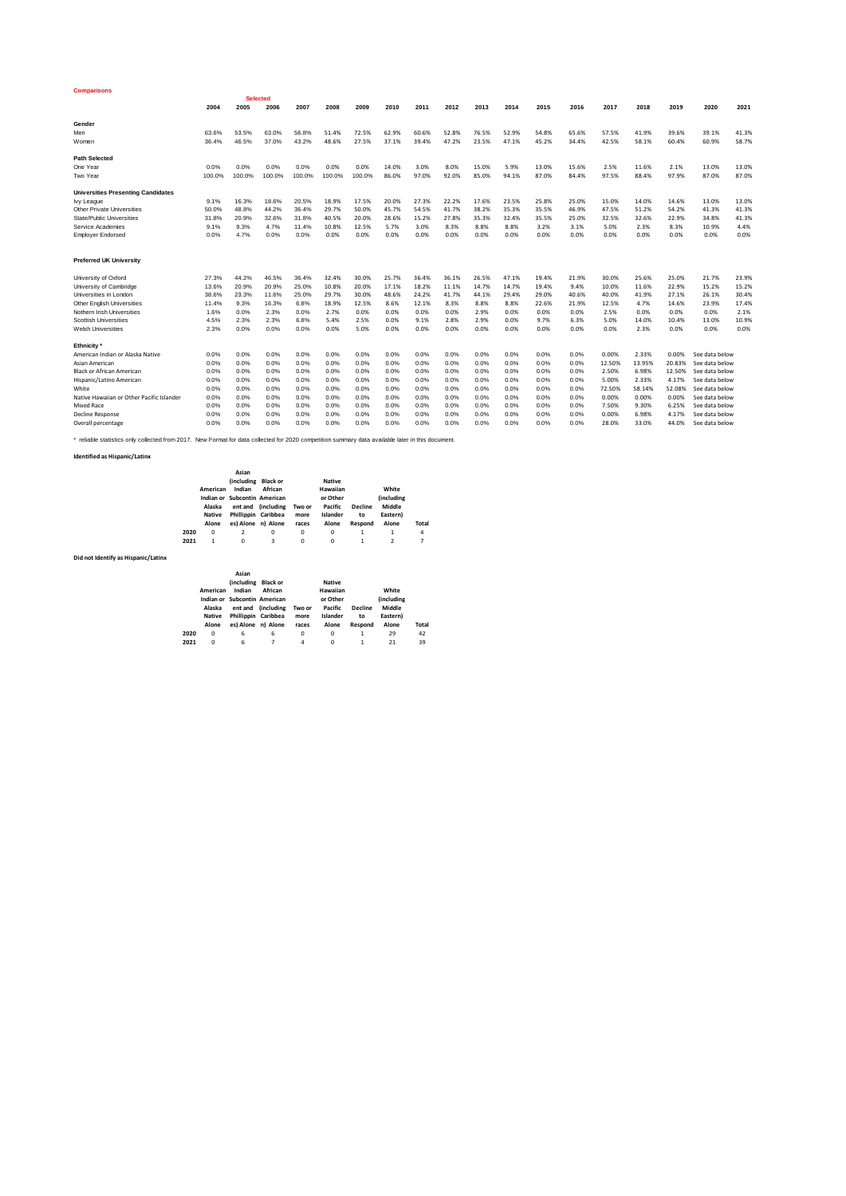**Comparisons**

| | 2004 | 2005 | 2006 | 2007 | 2008 | 2009 | 2010 | 2011 | 2012 | 2013 | 2014 | 2015 | 2016 | 2017 | 2018 | 2019 | 2020 | 2021 |
|---|---|---|---|---|---|---|---|---|---|---|---|---|---|---|---|---|---|---|
| | | Selected | | | | | | | | | | | | | | | | |
| **Gender** | | | | | | | | | | | | | | | | | | |
| Men | 63.6% | 53.5% | 63.0% | 56.8% | 51.4% | 72.5% | 62.9% | 60.6% | 52.8% | 76.5% | 52.9% | 54.8% | 65.6% | 57.5% | 41.9% | 39.6% | 39.1% | 41.3% |
| Women | 36.4% | 46.5% | 37.0% | 43.2% | 48.6% | 27.5% | 37.1% | 39.4% | 47.2% | 23.5% | 47.1% | 45.2% | 34.4% | 42.5% | 58.1% | 60.4% | 60.9% | 58.7% |
| **Path Selected** | | | | | | | | | | | | | | | | | | |
| One Year | 0.0% | 0.0% | 0.0% | 0.0% | 0.0% | 0.0% | 14.0% | 3.0% | 8.0% | 15.0% | 5.9% | 13.0% | 15.6% | 2.5% | 11.6% | 2.1% | 13.0% | 13.0% |
| Two Year | 100.0% | 100.0% | 100.0% | 100.0% | 100.0% | 100.0% | 86.0% | 97.0% | 92.0% | 85.0% | 94.1% | 87.0% | 84.4% | 97.5% | 88.4% | 97.9% | 87.0% | 87.0% |
| **Universities Presenting Candidates** | | | | | | | | | | | | | | | | | | |
| Ivy League | 9.1% | 16.3% | 18.6% | 20.5% | 18.9% | 17.5% | 20.0% | 27.3% | 22.2% | 17.6% | 23.5% | 25.8% | 25.0% | 15.0% | 14.0% | 14.6% | 13.0% | 13.0% |
| Other Private Universities | 50.0% | 48.8% | 44.2% | 36.4% | 29.7% | 50.0% | 45.7% | 54.5% | 41.7% | 38.2% | 35.3% | 35.5% | 46.9% | 47.5% | 51.2% | 54.2% | 41.3% | 41.3% |
| State/Public Universities | 31.8% | 20.9% | 32.6% | 31.8% | 40.5% | 20.0% | 28.6% | 15.2% | 27.8% | 35.3% | 32.4% | 35.5% | 25.0% | 32.5% | 32.6% | 22.9% | 34.8% | 41.3% |
| Service Academies | 9.1% | 9.3% | 4.7% | 11.4% | 10.8% | 12.5% | 5.7% | 3.0% | 8.3% | 8.8% | 8.8% | 3.2% | 3.1% | 5.0% | 2.3% | 8.3% | 10.9% | 4.4% |
| Employer Endorsed | 0.0% | 4.7% | 0.0% | 0.0% | 0.0% | 0.0% | 0.0% | 0.0% | 0.0% | 0.0% | 0.0% | 0.0% | 0.0% | 0.0% | 0.0% | 0.0% | 0.0% | 0.0% |
| **Preferred UK University** | | | | | | | | | | | | | | | | | | |
| University of Oxford | 27.3% | 44.2% | 46.5% | 36.4% | 32.4% | 30.0% | 25.7% | 36.4% | 36.1% | 26.5% | 47.1% | 19.4% | 21.9% | 30.0% | 25.6% | 25.0% | 21.7% | 23.9% |
| University of Cambridge | 13.6% | 20.9% | 20.9% | 25.0% | 10.8% | 20.0% | 17.1% | 18.2% | 11.1% | 14.7% | 14.7% | 19.4% | 9.4% | 10.0% | 11.6% | 22.9% | 15.2% | 15.2% |
| Universities in London | 38.6% | 23.3% | 11.6% | 25.0% | 29.7% | 30.0% | 48.6% | 24.2% | 41.7% | 44.1% | 29.4% | 29.0% | 40.6% | 40.0% | 41.9% | 27.1% | 26.1% | 30.4% |
| Other English Universities | 11.4% | 9.3% | 16.3% | 6.8% | 18.9% | 12.5% | 8.6% | 12.1% | 8.3% | 8.8% | 8.8% | 22.6% | 21.9% | 12.5% | 4.7% | 14.6% | 23.9% | 17.4% |
| Nothern Irish Universities | 1.6% | 0.0% | 2.3% | 0.0% | 2.7% | 0.0% | 0.0% | 0.0% | 0.0% | 2.9% | 0.0% | 0.0% | 0.0% | 2.5% | 0.0% | 0.0% | 0.0% | 2.1% |
| Scottish Universities | 4.5% | 2.3% | 2.3% | 6.8% | 5.4% | 2.5% | 0.0% | 9.1% | 2.8% | 2.9% | 0.0% | 9.7% | 6.3% | 5.0% | 14.0% | 10.4% | 13.0% | 10.9% |
| Welsh Universities | 2.3% | 0.0% | 0.0% | 0.0% | 0.0% | 5.0% | 0.0% | 0.0% | 0.0% | 0.0% | 0.0% | 0.0% | 0.0% | 0.0% | 2.3% | 0.0% | 0.0% | 0.0% |
| **Ethnicity** * | | | | | | | | | | | | | | | | | | |
| American Indian or Alaska Native | 0.0% | 0.0% | 0.0% | 0.0% | 0.0% | 0.0% | 0.0% | 0.0% | 0.0% | 0.0% | 0.0% | 0.0% | 0.0% | 0.00% | 2.33% | 0.00% | See data below | |
| Asian American | 0.0% | 0.0% | 0.0% | 0.0% | 0.0% | 0.0% | 0.0% | 0.0% | 0.0% | 0.0% | 0.0% | 0.0% | 0.0% | 12.50% | 13.95% | 20.83% | See data below | |
| Black or African American | 0.0% | 0.0% | 0.0% | 0.0% | 0.0% | 0.0% | 0.0% | 0.0% | 0.0% | 0.0% | 0.0% | 0.0% | 0.0% | 2.50% | 6.98% | 12.50% | See data below | |
| Hispanic/Latino American | 0.0% | 0.0% | 0.0% | 0.0% | 0.0% | 0.0% | 0.0% | 0.0% | 0.0% | 0.0% | 0.0% | 0.0% | 0.0% | 5.00% | 2.33% | 4.17% | See data below | |
| White | 0.0% | 0.0% | 0.0% | 0.0% | 0.0% | 0.0% | 0.0% | 0.0% | 0.0% | 0.0% | 0.0% | 0.0% | 0.0% | 72.50% | 58.14% | 52.08% | See data below | |
| Native Hawaiian or Other Pacific Islander | 0.0% | 0.0% | 0.0% | 0.0% | 0.0% | 0.0% | 0.0% | 0.0% | 0.0% | 0.0% | 0.0% | 0.0% | 0.0% | 0.00% | 0.00% | 0.00% | See data below | |
| Mixed Race | 0.0% | 0.0% | 0.0% | 0.0% | 0.0% | 0.0% | 0.0% | 0.0% | 0.0% | 0.0% | 0.0% | 0.0% | 0.0% | 7.50% | 9.30% | 6.25% | See data below | |
| Decline Response | 0.0% | 0.0% | 0.0% | 0.0% | 0.0% | 0.0% | 0.0% | 0.0% | 0.0% | 0.0% | 0.0% | 0.0% | 0.0% | 0.00% | 6.98% | 4.17% | See data below | |
| Overall percentage | 0.0% | 0.0% | 0.0% | 0.0% | 0.0% | 0.0% | 0.0% | 0.0% | 0.0% | 0.0% | 0.0% | 0.0% | 0.0% | 28.0% | 33.0% | 44.0% | See data below | |

* reliable statistics only collected from 2017. New Format for data collected for 2020 competition summary data available later in this document.

**Identified as Hispanic/Latinx**

| | American Indian or Alaska Native Alone | Asian (including Indian Subcontinent and Phillippines) Alone | Black or African American (including Caribbean) Alone | Two or more races | Native Hawaiian or Other Pacific Islander Alone | Decline to Respond | White (including Middle Eastern) Alone | Total |
|---|---|---|---|---|---|---|---|---|
| **2020** | 0 | 2 | 0 | 0 | 0 | 1 | 1 | 4 |
| **2021** | 1 | 0 | 3 | 0 | 0 | 1 | 2 | 7 |

**Did not Identify as Hispanic/Latinx**

| | American Indian or Alaska Native Alone | Asian (including Indian Subcontinent and Phillippines) Alone | Black or African American (including Caribbean) Alone | Two or more races | Native Hawaiian or Other Pacific Islander Alone | Decline to Respond | White (including Middle Eastern) Alone | Total |
|---|---|---|---|---|---|---|---|---|
| **2020** | 0 | 6 | 6 | 0 | 0 | 1 | 29 | 42 |
| **2021** | 0 | 6 | 7 | 4 | 0 | 1 | 21 | 39 |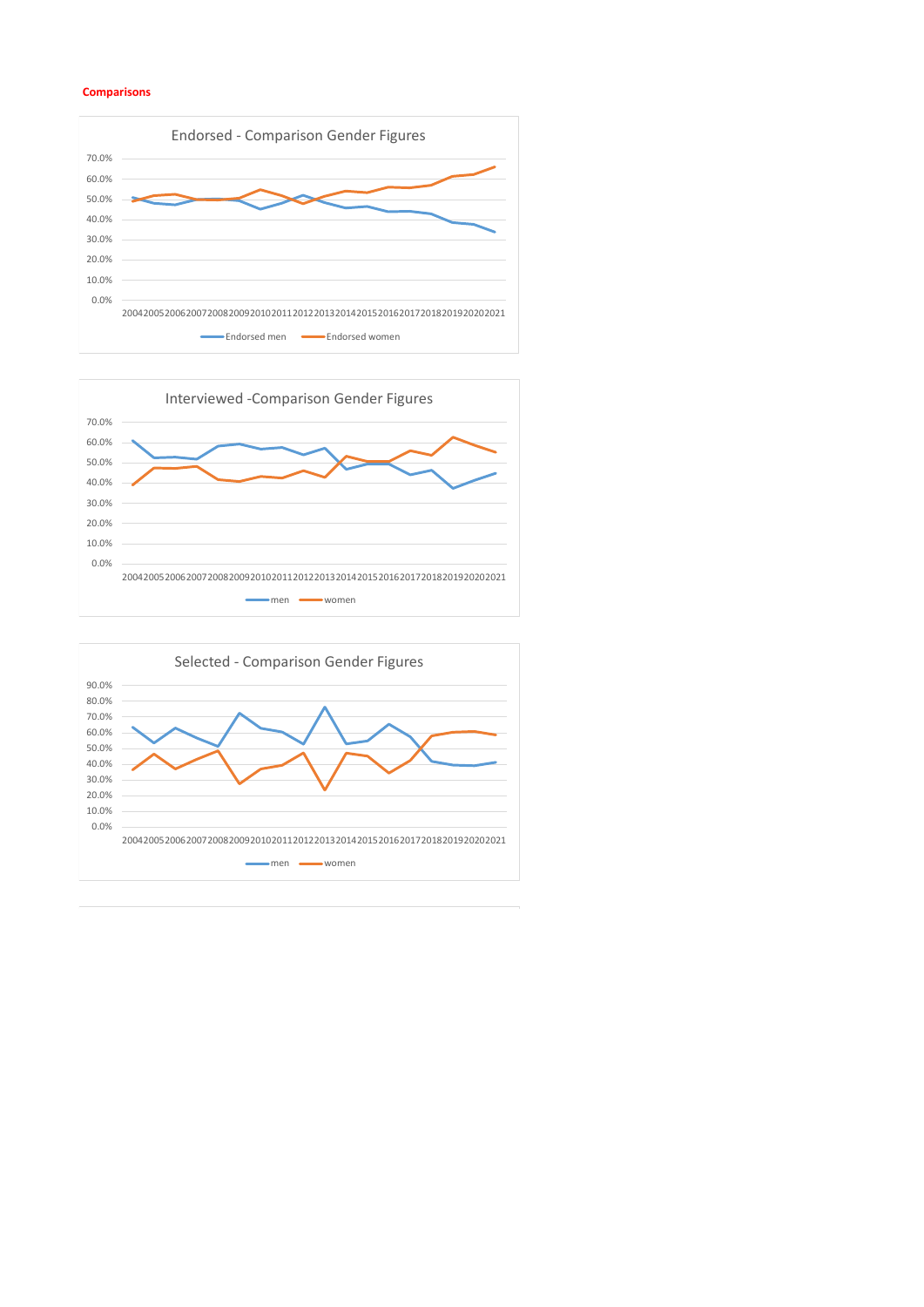**Comparisons**

Endorsed - Comparison Gender Figures

Interviewed -Comparison Gender Figures

Selected - Comparison Gender Figures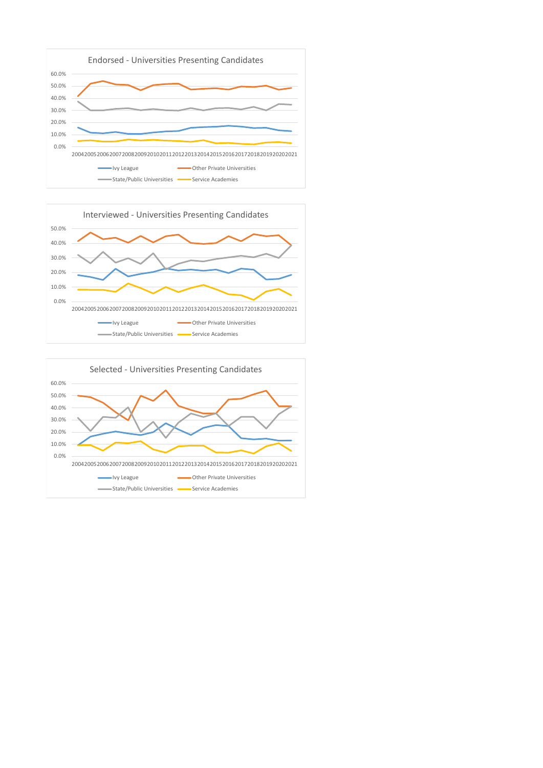Endorsed - Universities Presenting Candidates

60.0%
50.0%
40.0%
30.0%
20.0%
10.0%
0.0%

2004 2005 2006 2007 2008 2009 2010 2011 2012 2013 2014 2015 2016 2017 2018 2019 2020 2021

Ivy League — Other Private Universities — State/Public Universities — Service Academies

Interviewed - Universities Presenting Candidates

50.0%
40.0%
30.0%
20.0%
10.0%
0.0%

2004 2005 2006 2007 2008 2009 2010 2011 2012 2013 2014 2015 2016 2017 2018 2019 2020 2021

Ivy League — Other Private Universities — State/Public Universities — Service Academies

Selected - Universities Presenting Candidates

60.0%
50.0%
40.0%
30.0%
20.0%
10.0%
0.0%

2004 2005 2006 2007 2008 2009 2010 2011 2012 2013 2014 2015 2016 2017 2018 2019 2020 2021

Ivy League — Other Private Universities — State/Public Universities — Service Academies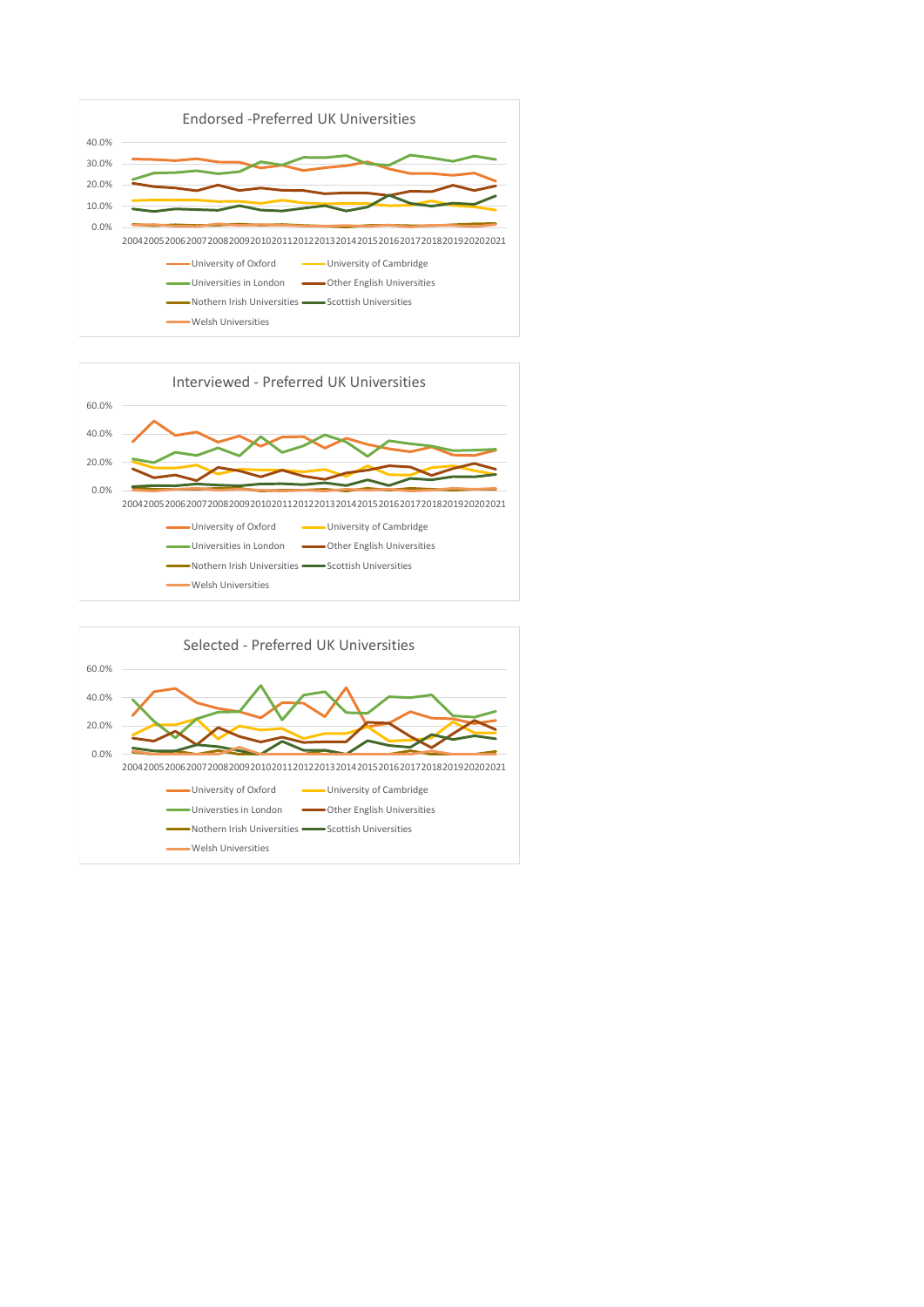## Endorsed -Preferred UK Universities

40.0%
30.0%
20.0%
10.0%
0.0%

2004 2005 2006 2007 2008 2009 2010 2011 2012 2013 2014 2015 2016 2017 2018 2019 2020 2021

- University of Oxford
- University of Cambridge
- Universities in London
- Other English Universities
- Nothern Irish Universities
- Scottish Universities
- Welsh Universities

## Interviewed - Preferred UK Universities

60.0%
40.0%
20.0%
0.0%

2004 2005 2006 2007 2008 2009 2010 2011 2012 2013 2014 2015 2016 2017 2018 2019 2020 2021

- University of Oxford
- University of Cambridge
- Universities in London
- Other English Universities
- Nothern Irish Universities
- Scottish Universities
- Welsh Universities

## Selected - Preferred UK Universities

60.0%
40.0%
20.0%
0.0%

2004 2005 2006 2007 2008 2009 2010 2011 2012 2013 2014 2015 2016 2017 2018 2019 2020 2021

- University of Oxford
- University of Cambridge
- Universties in London
- Other English Universities
- Nothern Irish Universities
- Scottish Universities
- Welsh Universities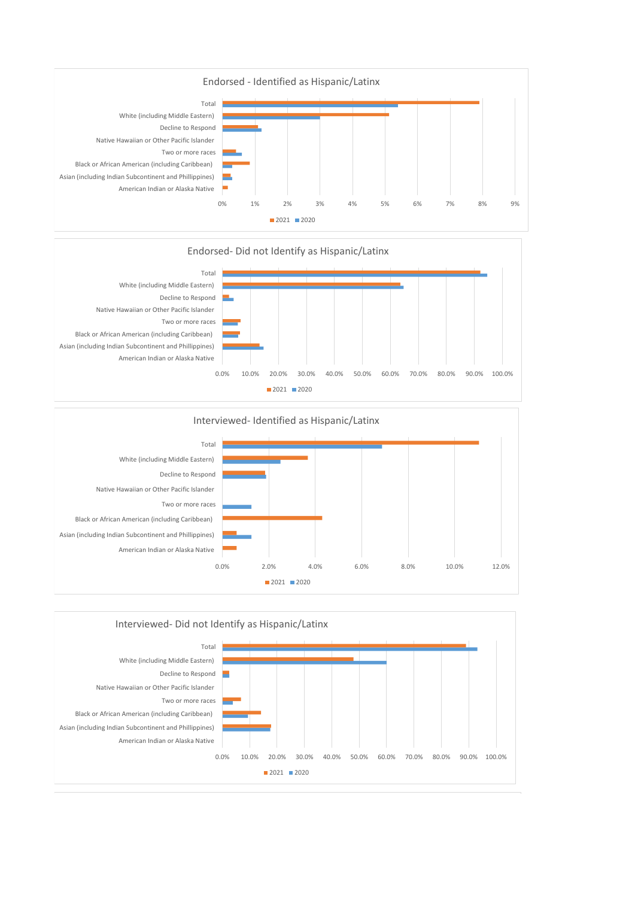## Endorsed - Identified as Hispanic/Latinx

Categories: Total; White (including Middle Eastern); Decline to Respond; Native Hawaiian or Other Pacific Islander; Two or more races; Black or African American (including Caribbean); Asian (including Indian Subcontinent and Phillippines); American Indian or Alaska Native

Axis: 0% 1% 2% 3% 4% 5% 6% 7% 8% 9%

Legend: 2021, 2020

## Endorsed- Did not Identify as Hispanic/Latinx

Categories: Total; White (including Middle Eastern); Decline to Respond; Native Hawaiian or Other Pacific Islander; Two or more races; Black or African American (including Caribbean); Asian (including Indian Subcontinent and Phillippines); American Indian or Alaska Native

Axis: 0.0% 10.0% 20.0% 30.0% 40.0% 50.0% 60.0% 70.0% 80.0% 90.0% 100.0%

Legend: 2021, 2020

## Interviewed- Identified as Hispanic/Latinx

Categories: Total; White (including Middle Eastern); Decline to Respond; Native Hawaiian or Other Pacific Islander; Two or more races; Black or African American (including Caribbean); Asian (including Indian Subcontinent and Phillippines); American Indian or Alaska Native

Axis: 0.0% 2.0% 4.0% 6.0% 8.0% 10.0% 12.0%

Legend: 2021, 2020

## Interviewed- Did not Identify as Hispanic/Latinx

Categories: Total; White (including Middle Eastern); Decline to Respond; Native Hawaiian or Other Pacific Islander; Two or more races; Black or African American (including Caribbean); Asian (including Indian Subcontinent and Phillippines); American Indian or Alaska Native

Axis: 0.0% 10.0% 20.0% 30.0% 40.0% 50.0% 60.0% 70.0% 80.0% 90.0% 100.0%

Legend: 2021, 2020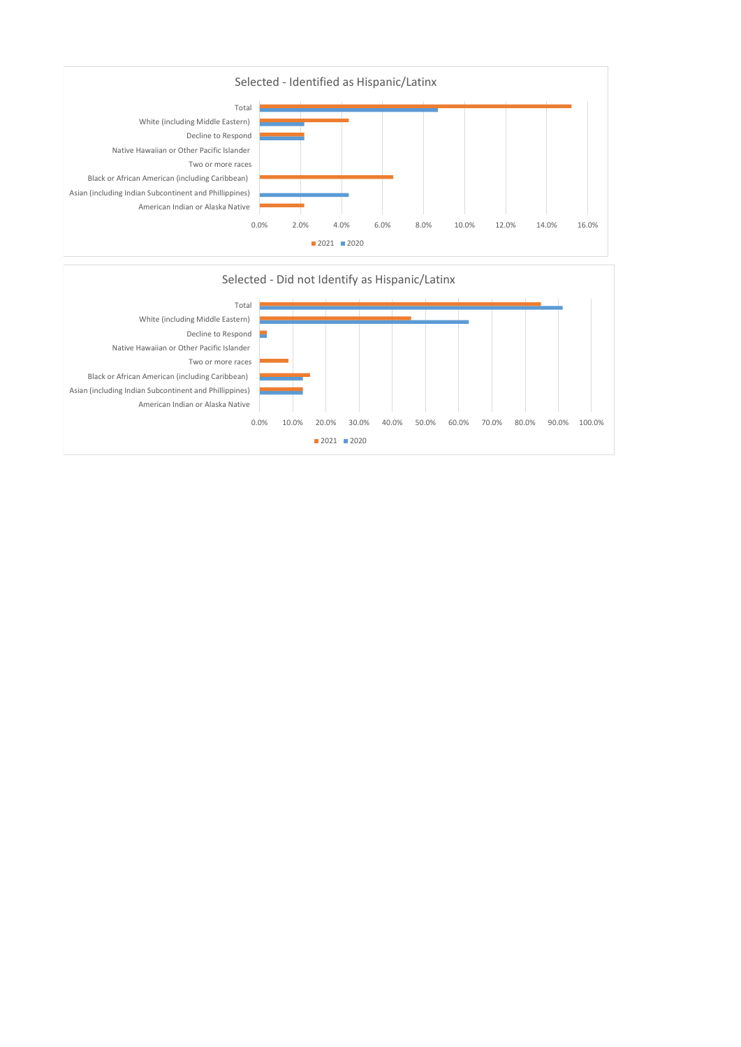## Selected - Identified as Hispanic/Latinx

Total
White (including Middle Eastern)
Decline to Respond
Native Hawaiian or Other Pacific Islander
Two or more races
Black or African American (including Caribbean)
Asian (including Indian Subcontinent and Phillippines)
American Indian or Alaska Native

0.0% 2.0% 4.0% 6.0% 8.0% 10.0% 12.0% 14.0% 16.0%

2021 2020

## Selected - Did not Identify as Hispanic/Latinx

Total
White (including Middle Eastern)
Decline to Respond
Native Hawaiian or Other Pacific Islander
Two or more races
Black or African American (including Caribbean)
Asian (including Indian Subcontinent and Phillippines)
American Indian or Alaska Native

0.0% 10.0% 20.0% 30.0% 40.0% 50.0% 60.0% 70.0% 80.0% 90.0% 100.0%

2021 2020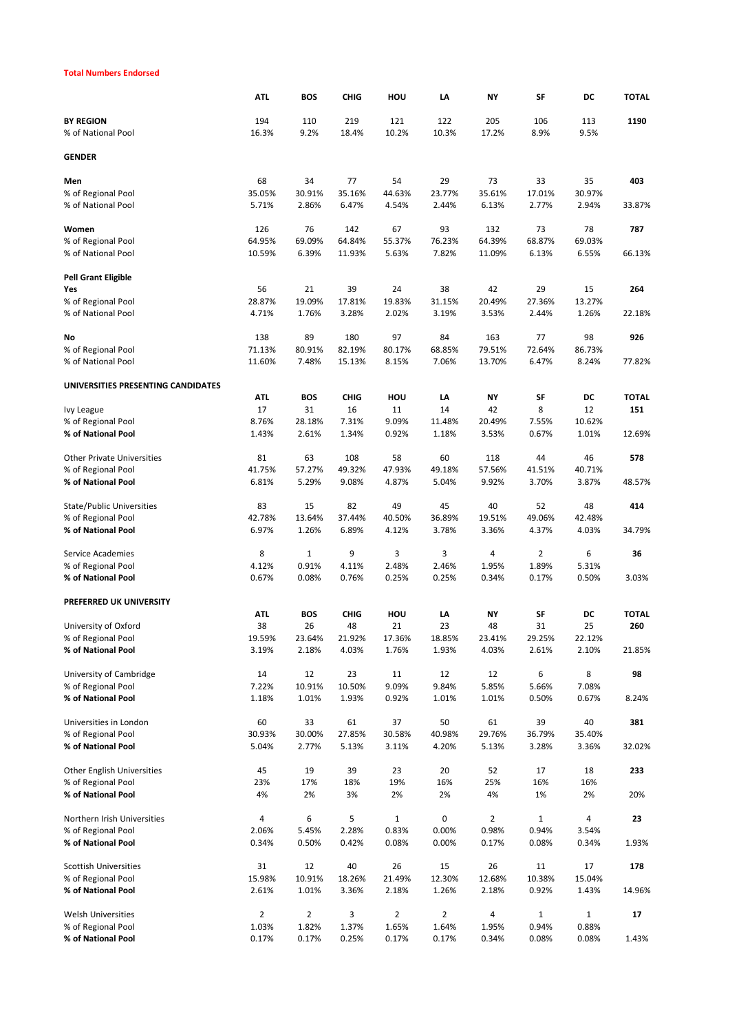**Total Numbers Endorsed**

| | ATL | BOS | CHIG | HOU | LA | NY | SF | DC | TOTAL |
|---|---|---|---|---|---|---|---|---|---|
| **BY REGION** | 194 | 110 | 219 | 121 | 122 | 205 | 106 | 113 | **1190** |
| % of National Pool | 16.3% | 9.2% | 18.4% | 10.2% | 10.3% | 17.2% | 8.9% | 9.5% | |
| **GENDER** | | | | | | | | | |
| **Men** | 68 | 34 | 77 | 54 | 29 | 73 | 33 | 35 | **403** |
| % of Regional Pool | 35.05% | 30.91% | 35.16% | 44.63% | 23.77% | 35.61% | 17.01% | 30.97% | |
| % of National Pool | 5.71% | 2.86% | 6.47% | 4.54% | 2.44% | 6.13% | 2.77% | 2.94% | 33.87% |
| **Women** | 126 | 76 | 142 | 67 | 93 | 132 | 73 | 78 | **787** |
| % of Regional Pool | 64.95% | 69.09% | 64.84% | 55.37% | 76.23% | 64.39% | 68.87% | 69.03% | |
| % of National Pool | 10.59% | 6.39% | 11.93% | 5.63% | 7.82% | 11.09% | 6.13% | 6.55% | 66.13% |
| **Pell Grant Eligible** | | | | | | | | | |
| **Yes** | 56 | 21 | 39 | 24 | 38 | 42 | 29 | 15 | **264** |
| % of Regional Pool | 28.87% | 19.09% | 17.81% | 19.83% | 31.15% | 20.49% | 27.36% | 13.27% | |
| % of National Pool | 4.71% | 1.76% | 3.28% | 2.02% | 3.19% | 3.53% | 2.44% | 1.26% | 22.18% |
| **No** | 138 | 89 | 180 | 97 | 84 | 163 | 77 | 98 | **926** |
| % of Regional Pool | 71.13% | 80.91% | 82.19% | 80.17% | 68.85% | 79.51% | 72.64% | 86.73% | |
| % of National Pool | 11.60% | 7.48% | 15.13% | 8.15% | 7.06% | 13.70% | 6.47% | 8.24% | 77.82% |

| **UNIVERSITIES PRESENTING CANDIDATES** | ATL | BOS | CHIG | HOU | LA | NY | SF | DC | TOTAL |
|---|---|---|---|---|---|---|---|---|---|
| Ivy League | 17 | 31 | 16 | 11 | 14 | 42 | 8 | 12 | **151** |
| % of Regional Pool | 8.76% | 28.18% | 7.31% | 9.09% | 11.48% | 20.49% | 7.55% | 10.62% | |
| **% of National Pool** | 1.43% | 2.61% | 1.34% | 0.92% | 1.18% | 3.53% | 0.67% | 1.01% | 12.69% |
| Other Private Universities | 81 | 63 | 108 | 58 | 60 | 118 | 44 | 46 | **578** |
| % of Regional Pool | 41.75% | 57.27% | 49.32% | 47.93% | 49.18% | 57.56% | 41.51% | 40.71% | |
| **% of National Pool** | 6.81% | 5.29% | 9.08% | 4.87% | 5.04% | 9.92% | 3.70% | 3.87% | 48.57% |
| State/Public Universities | 83 | 15 | 82 | 49 | 45 | 40 | 52 | 48 | **414** |
| % of Regional Pool | 42.78% | 13.64% | 37.44% | 40.50% | 36.89% | 19.51% | 49.06% | 42.48% | |
| **% of National Pool** | 6.97% | 1.26% | 6.89% | 4.12% | 3.78% | 3.36% | 4.37% | 4.03% | 34.79% |
| Service Academies | 8 | 1 | 9 | 3 | 3 | 4 | 2 | 6 | **36** |
| % of Regional Pool | 4.12% | 0.91% | 4.11% | 2.48% | 2.46% | 1.95% | 1.89% | 5.31% | |
| **% of National Pool** | 0.67% | 0.08% | 0.76% | 0.25% | 0.25% | 0.34% | 0.17% | 0.50% | 3.03% |

| **PREFERRED UK UNIVERSITY** | ATL | BOS | CHIG | HOU | LA | NY | SF | DC | TOTAL |
|---|---|---|---|---|---|---|---|---|---|
| University of Oxford | 38 | 26 | 48 | 21 | 23 | 48 | 31 | 25 | **260** |
| % of Regional Pool | 19.59% | 23.64% | 21.92% | 17.36% | 18.85% | 23.41% | 29.25% | 22.12% | |
| **% of National Pool** | 3.19% | 2.18% | 4.03% | 1.76% | 1.93% | 4.03% | 2.61% | 2.10% | 21.85% |
| University of Cambridge | 14 | 12 | 23 | 11 | 12 | 12 | 6 | 8 | **98** |
| % of Regional Pool | 7.22% | 10.91% | 10.50% | 9.09% | 9.84% | 5.85% | 5.66% | 7.08% | |
| **% of National Pool** | 1.18% | 1.01% | 1.93% | 0.92% | 1.01% | 1.01% | 0.50% | 0.67% | 8.24% |
| Universities in London | 60 | 33 | 61 | 37 | 50 | 61 | 39 | 40 | **381** |
| % of Regional Pool | 30.93% | 30.00% | 27.85% | 30.58% | 40.98% | 29.76% | 36.79% | 35.40% | |
| **% of National Pool** | 5.04% | 2.77% | 5.13% | 3.11% | 4.20% | 5.13% | 3.28% | 3.36% | 32.02% |
| Other English Universities | 45 | 19 | 39 | 23 | 20 | 52 | 17 | 18 | **233** |
| % of Regional Pool | 23% | 17% | 18% | 19% | 16% | 25% | 16% | 16% | |
| **% of National Pool** | 4% | 2% | 3% | 2% | 2% | 4% | 1% | 2% | 20% |
| Northern Irish Universities | 4 | 6 | 5 | 1 | 0 | 2 | 1 | 4 | **23** |
| % of Regional Pool | 2.06% | 5.45% | 2.28% | 0.83% | 0.00% | 0.98% | 0.94% | 3.54% | |
| **% of National Pool** | 0.34% | 0.50% | 0.42% | 0.08% | 0.00% | 0.17% | 0.08% | 0.34% | 1.93% |
| Scottish Universities | 31 | 12 | 40 | 26 | 15 | 26 | 11 | 17 | **178** |
| % of Regional Pool | 15.98% | 10.91% | 18.26% | 21.49% | 12.30% | 12.68% | 10.38% | 15.04% | |
| **% of National Pool** | 2.61% | 1.01% | 3.36% | 2.18% | 1.26% | 2.18% | 0.92% | 1.43% | 14.96% |
| Welsh Universities | 2 | 2 | 3 | 2 | 2 | 4 | 1 | 1 | **17** |
| % of Regional Pool | 1.03% | 1.82% | 1.37% | 1.65% | 1.64% | 1.95% | 0.94% | 0.88% | |
| **% of National Pool** | 0.17% | 0.17% | 0.25% | 0.17% | 0.17% | 0.34% | 0.08% | 0.08% | 1.43% |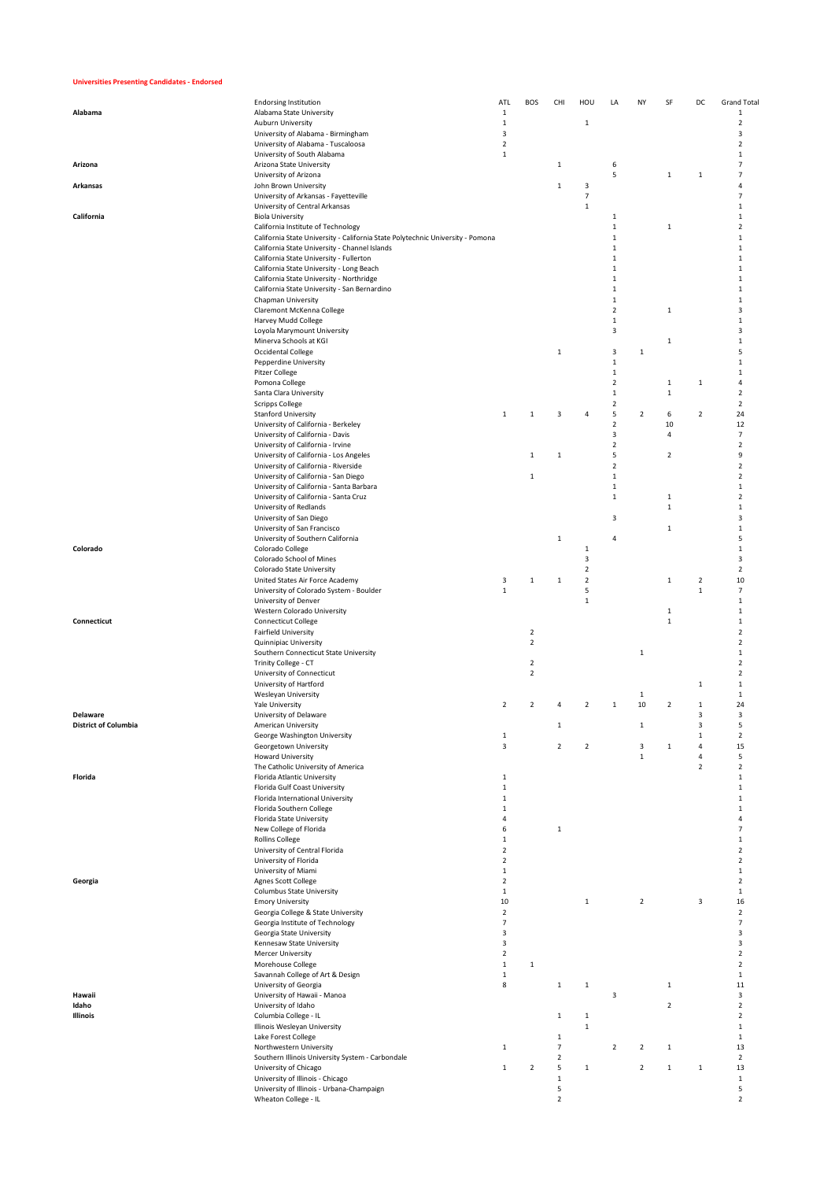**Universities Presenting Candidates - Endorsed**

| | Endorsing Institution | ATL | BOS | CHI | HOU | LA | NY | SF | DC | Grand Total |
|---|---|---|---|---|---|---|---|---|---|---|
| **Alabama** | Alabama State University | 1 | | | | | | | | 1 |
| | Auburn University | 1 | | | 1 | | | | | 2 |
| | University of Alabama - Birmingham | 3 | | | | | | | | 3 |
| | University of Alabama - Tuscaloosa | 2 | | | | | | | | 2 |
| | University of South Alabama | 1 | | | | | | | | 1 |
| **Arizona** | Arizona State University | | | 1 | | 6 | | | | 7 |
| | University of Arizona | | | | | 5 | | 1 | 1 | 7 |
| **Arkansas** | John Brown University | | | 1 | 3 | | | | | 4 |
| | University of Arkansas - Fayetteville | | | | 7 | | | | | 7 |
| | University of Central Arkansas | | | | 1 | | | | | 1 |
| **California** | Biola University | | | | | 1 | | | | 1 |
| | California Institute of Technology | | | | | 1 | | 1 | | 2 |
| | California State University - California State Polytechnic University - Pomona | | | | | 1 | | | | 1 |
| | California State University - Channel Islands | | | | | 1 | | | | 1 |
| | California State University - Fullerton | | | | | 1 | | | | 1 |
| | California State University - Long Beach | | | | | 1 | | | | 1 |
| | California State University - Northridge | | | | | 1 | | | | 1 |
| | California State University - San Bernardino | | | | | 1 | | | | 1 |
| | Chapman University | | | | | 1 | | | | 1 |
| | Claremont McKenna College | | | | | 2 | | 1 | | 3 |
| | Harvey Mudd College | | | | | 1 | | | | 1 |
| | Loyola Marymount University | | | | | 3 | | | | 3 |
| | Minerva Schools at KGI | | | | | | | 1 | | 1 |
| | Occidental College | | | 1 | | 3 | 1 | | | 5 |
| | Pepperdine University | | | | | 1 | | | | 1 |
| | Pitzer College | | | | | 1 | | | | 1 |
| | Pomona College | | | | | 2 | | 1 | 1 | 4 |
| | Santa Clara University | | | | | 1 | | 1 | | 2 |
| | Scripps College | | | | | 2 | | | | 2 |
| | Stanford University | 1 | 1 | 3 | 4 | 5 | 2 | 6 | 2 | 24 |
| | University of California - Berkeley | | | | | 2 | | 10 | | 12 |
| | University of California - Davis | | | | | 3 | | 4 | | 7 |
| | University of California - Irvine | | | | | 2 | | | | 2 |
| | University of California - Los Angeles | | 1 | 1 | | 5 | | 2 | | 9 |
| | University of California - Riverside | | | | | 2 | | | | 2 |
| | University of California - San Diego | | 1 | | | 1 | | | | 2 |
| | University of California - Santa Barbara | | | | | 1 | | | | 1 |
| | University of California - Santa Cruz | | | | | 1 | | 1 | | 2 |
| | University of Redlands | | | | | | | 1 | | 1 |
| | University of San Diego | | | | | 3 | | | | 3 |
| | University of San Francisco | | | | | | | 1 | | 1 |
| | University of Southern California | | | 1 | | 4 | | | | 5 |
| **Colorado** | Colorado College | | | | 1 | | | | | 1 |
| | Colorado School of Mines | | | | 3 | | | | | 3 |
| | Colorado State University | | | | 2 | | | | | 2 |
| | United States Air Force Academy | 3 | 1 | 1 | 2 | | | 1 | 2 | 10 |
| | University of Colorado System - Boulder | 1 | | | 5 | | | | 1 | 7 |
| | University of Denver | | | | 1 | | | | | 1 |
| | Western Colorado University | | | | | | | 1 | | 1 |
| **Connecticut** | Connecticut College | | | | | | | 1 | | 1 |
| | Fairfield University | | 2 | | | | | | | 2 |
| | Quinnipiac University | | 2 | | | | | | | 2 |
| | Southern Connecticut State University | | | | | | 1 | | | 1 |
| | Trinity College - CT | | 2 | | | | | | | 2 |
| | University of Connecticut | | 2 | | | | | | | 2 |
| | University of Hartford | | | | | | | | 1 | 1 |
| | Wesleyan University | | | | | | 1 | | | 1 |
| | Yale University | 2 | 2 | 4 | 2 | 1 | 10 | 2 | 1 | 24 |
| **Delaware** | University of Delaware | | | | | | | | 3 | 3 |
| **District of Columbia** | American University | | | 1 | | | 1 | | 3 | 5 |
| | George Washington University | 1 | | | | | | | 1 | 2 |
| | Georgetown University | 3 | | 2 | 2 | | 3 | 1 | 4 | 15 |
| | Howard University | | | | | | 1 | | 4 | 5 |
| | The Catholic University of America | | | | | | | | 2 | 2 |
| **Florida** | Florida Atlantic University | 1 | | | | | | | | 1 |
| | Florida Gulf Coast University | 1 | | | | | | | | 1 |
| | Florida International University | 1 | | | | | | | | 1 |
| | Florida Southern College | 1 | | | | | | | | 1 |
| | Florida State University | 4 | | | | | | | | 4 |
| | New College of Florida | 6 | | 1 | | | | | | 7 |
| | Rollins College | 1 | | | | | | | | 1 |
| | University of Central Florida | 2 | | | | | | | | 2 |
| | University of Florida | 2 | | | | | | | | 2 |
| | University of Miami | 1 | | | | | | | | 1 |
| **Georgia** | Agnes Scott College | 2 | | | | | | | | 2 |
| | Columbus State University | 1 | | | | | | | | 1 |
| | Emory University | 10 | | | 1 | | 2 | | 3 | 16 |
| | Georgia College & State University | 2 | | | | | | | | 2 |
| | Georgia Institute of Technology | 7 | | | | | | | | 7 |
| | Georgia State University | 3 | | | | | | | | 3 |
| | Kennesaw State University | 3 | | | | | | | | 3 |
| | Mercer University | 2 | | | | | | | | 2 |
| | Morehouse College | 1 | 1 | | | | | | | 2 |
| | Savannah College of Art & Design | 1 | | | | | | | | 1 |
| | University of Georgia | 8 | | 1 | 1 | | | 1 | | 11 |
| **Hawaii** | University of Hawaii - Manoa | | | | | 3 | | | | 3 |
| **Idaho** | University of Idaho | | | | | | | 2 | | 2 |
| **Illinois** | Columbia College - IL | | | 1 | 1 | | | | | 2 |
| | Illinois Wesleyan University | | | | 1 | | | | | 1 |
| | Lake Forest College | | | 1 | | | | | | 1 |
| | Northwestern University | 1 | | 7 | | 2 | 2 | 1 | | 13 |
| | Southern Illinois University System - Carbondale | | | 2 | | | | | | 2 |
| | University of Chicago | 1 | 2 | 5 | 1 | | 2 | 1 | 1 | 13 |
| | University of Illinois - Chicago | | | 1 | | | | | | 1 |
| | University of Illinois - Urbana-Champaign | | | 5 | | | | | | 5 |
| | Wheaton College - IL | | | 2 | | | | | | 2 |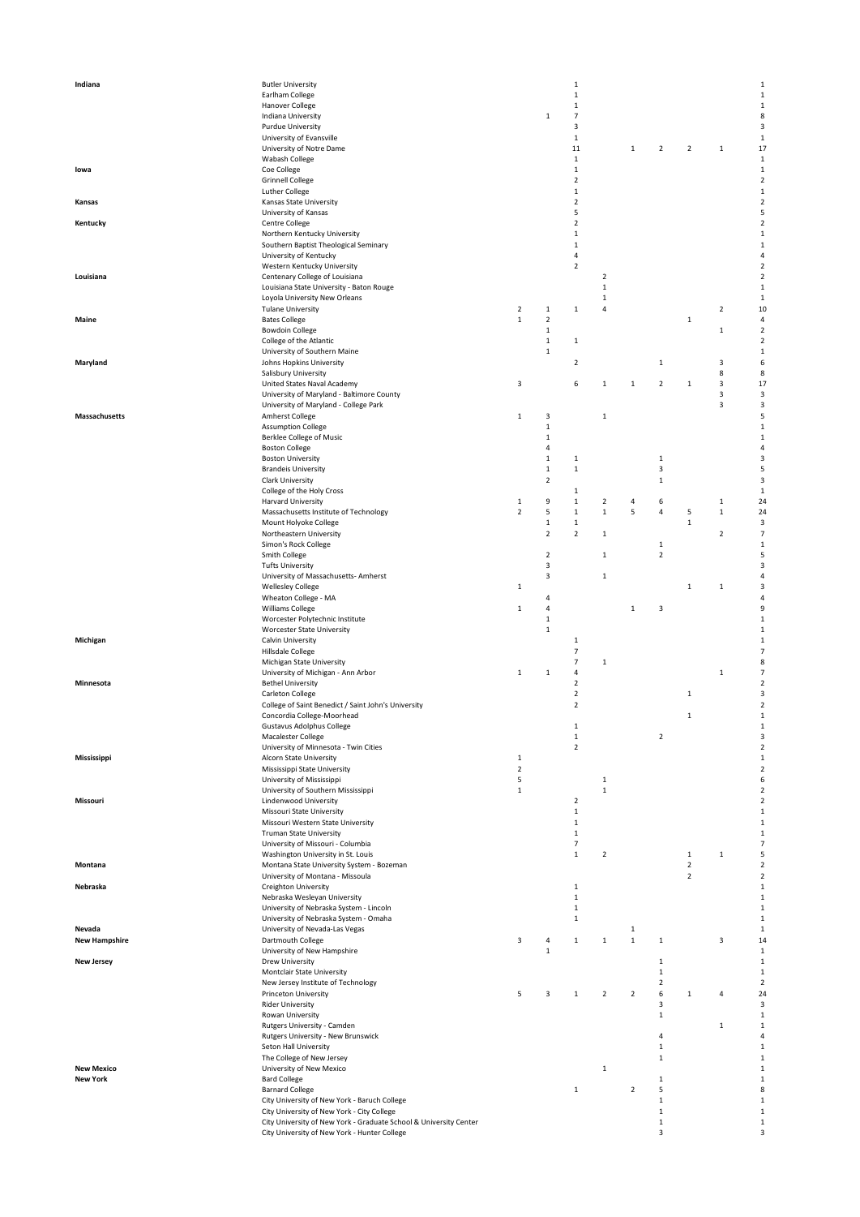| | | | | | | | | | | |
|---|---|---|---|---|---|---|---|---|---|---|
| **Indiana** | Butler University | | | 1 | | | | | | 1 |
| | Earlham College | | | 1 | | | | | | 1 |
| | Hanover College | | | 1 | | | | | | 1 |
| | Indiana University | | 1 | 7 | | | | | | 8 |
| | Purdue University | | | 3 | | | | | | 3 |
| | University of Evansville | | | 1 | | | | | | 1 |
| | University of Notre Dame | | | 11 | | 1 | 2 | 2 | 1 | 17 |
| | Wabash College | | | 1 | | | | | | 1 |
| **Iowa** | Coe College | | | 1 | | | | | | 1 |
| | Grinnell College | | | 2 | | | | | | 2 |
| | Luther College | | | 1 | | | | | | 1 |
| **Kansas** | Kansas State University | | | 2 | | | | | | 2 |
| | University of Kansas | | | 5 | | | | | | 5 |
| **Kentucky** | Centre College | | | 2 | | | | | | 2 |
| | Northern Kentucky University | | | 1 | | | | | | 1 |
| | Southern Baptist Theological Seminary | | | 1 | | | | | | 1 |
| | University of Kentucky | | | 4 | | | | | | 4 |
| | Western Kentucky University | | | 2 | | | | | | 2 |
| **Louisiana** | Centenary College of Louisiana | | | | 2 | | | | | 2 |
| | Louisiana State University - Baton Rouge | | | | 1 | | | | | 1 |
| | Loyola University New Orleans | | | | 1 | | | | | 1 |
| | Tulane University | 2 | 1 | 1 | 4 | | | | 2 | 10 |
| **Maine** | Bates College | 1 | 2 | | | | | 1 | | 4 |
| | Bowdoin College | | 1 | | | | | | 1 | 2 |
| | College of the Atlantic | | 1 | 1 | | | | | | 2 |
| | University of Southern Maine | | 1 | | | | | | | 1 |
| **Maryland** | Johns Hopkins University | | | 2 | | | 1 | | 3 | 6 |
| | Salisbury University | | | | | | | | 8 | 8 |
| | United States Naval Academy | 3 | | 6 | 1 | 1 | 2 | 1 | 3 | 17 |
| | University of Maryland - Baltimore County | | | | | | | | 3 | 3 |
| | University of Maryland - College Park | | | | | | | | 3 | 3 |
| **Massachusetts** | Amherst College | 1 | 3 | | 1 | | | | | 5 |
| | Assumption College | | 1 | | | | | | | 1 |
| | Berklee College of Music | | 1 | | | | | | | 1 |
| | Boston College | | 4 | | | | | | | 4 |
| | Boston University | | 1 | 1 | | | 1 | | | 3 |
| | Brandeis University | | 1 | 1 | | | 3 | | | 5 |
| | Clark University | | 2 | | | | 1 | | | 3 |
| | College of the Holy Cross | | | 1 | | | | | | 1 |
| | Harvard University | 1 | 9 | 1 | 2 | 4 | 6 | | 1 | 24 |
| | Massachusetts Institute of Technology | 2 | 5 | 1 | 1 | 5 | 4 | 5 | 1 | 24 |
| | Mount Holyoke College | | 1 | 1 | | | | 1 | | 3 |
| | Northeastern University | | 2 | 2 | 1 | | | | 2 | 7 |
| | Simon's Rock College | | | | | | 1 | | | 1 |
| | Smith College | | 2 | | 1 | | 2 | | | 5 |
| | Tufts University | | 3 | | | | | | | 3 |
| | University of Massachusetts- Amherst | | 3 | | 1 | | | | | 4 |
| | Wellesley College | 1 | | | | | | 1 | 1 | 3 |
| | Wheaton College - MA | | 4 | | | | | | | 4 |
| | Williams College | 1 | 4 | | | 1 | 3 | | | 9 |
| | Worcester Polytechnic Institute | | 1 | | | | | | | 1 |
| | Worcester State University | | 1 | | | | | | | 1 |
| **Michigan** | Calvin University | | | 1 | | | | | | 1 |
| | Hillsdale College | | | 7 | | | | | | 7 |
| | Michigan State University | | | 7 | 1 | | | | | 8 |
| | University of Michigan - Ann Arbor | 1 | 1 | 4 | | | | | 1 | 7 |
| **Minnesota** | Bethel University | | | 2 | | | | | | 2 |
| | Carleton College | | | 2 | | | | 1 | | 3 |
| | College of Saint Benedict / Saint John's University | | | 2 | | | | | | 2 |
| | Concordia College-Moorhead | | | | | | | 1 | | 1 |
| | Gustavus Adolphus College | | | 1 | | | | | | 1 |
| | Macalester College | | | 1 | | | 2 | | | 3 |
| | University of Minnesota - Twin Cities | | | 2 | | | | | | 2 |
| **Mississippi** | Alcorn State University | 1 | | | | | | | | 1 |
| | Mississippi State University | 2 | | | | | | | | 2 |
| | University of Mississippi | 5 | | | 1 | | | | | 6 |
| | University of Southern Mississippi | 1 | | | 1 | | | | | 2 |
| **Missouri** | Lindenwood University | | | 2 | | | | | | 2 |
| | Missouri State University | | | 1 | | | | | | 1 |
| | Missouri Western State University | | | 1 | | | | | | 1 |
| | Truman State University | | | 1 | | | | | | 1 |
| | University of Missouri - Columbia | | | 7 | | | | | | 7 |
| | Washington University in St. Louis | | | 1 | 2 | | | 1 | 1 | 5 |
| **Montana** | Montana State University System - Bozeman | | | | | | | 2 | | 2 |
| | University of Montana - Missoula | | | | | | | 2 | | 2 |
| **Nebraska** | Creighton University | | | 1 | | | | | | 1 |
| | Nebraska Wesleyan University | | | 1 | | | | | | 1 |
| | University of Nebraska System - Lincoln | | | 1 | | | | | | 1 |
| | University of Nebraska System - Omaha | | | 1 | | | | | | 1 |
| **Nevada** | University of Nevada-Las Vegas | | | | | 1 | | | | 1 |
| **New Hampshire** | Dartmouth College | 3 | 4 | 1 | 1 | 1 | 1 | | 3 | 14 |
| | University of New Hampshire | | 1 | | | | | | | 1 |
| **New Jersey** | Drew University | | | | | | 1 | | | 1 |
| | Montclair State University | | | | | | 1 | | | 1 |
| | New Jersey Institute of Technology | | | | | | 2 | | | 2 |
| | Princeton University | 5 | 3 | 1 | 2 | 2 | 6 | 1 | 4 | 24 |
| | Rider University | | | | | | 3 | | | 3 |
| | Rowan University | | | | | | 1 | | | 1 |
| | Rutgers University - Camden | | | | | | | | 1 | 1 |
| | Rutgers University - New Brunswick | | | | | | 4 | | | 4 |
| | Seton Hall University | | | | | | 1 | | | 1 |
| | The College of New Jersey | | | | | | 1 | | | 1 |
| **New Mexico** | University of New Mexico | | | | 1 | | | | | 1 |
| **New York** | Bard College | | | | | | 1 | | | 1 |
| | Barnard College | | | 1 | | 2 | 5 | | | 8 |
| | City University of New York - Baruch College | | | | | | 1 | | | 1 |
| | City University of New York - City College | | | | | | 1 | | | 1 |
| | City University of New York - Graduate School & University Center | | | | | | 1 | | | 1 |
| | City University of New York - Hunter College | | | | | | 3 | | | 3 |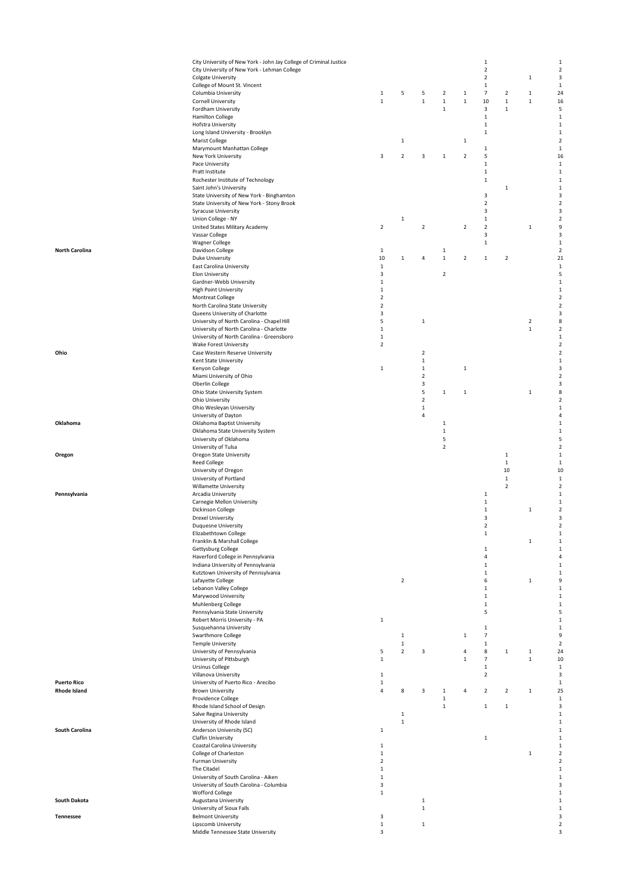| | | | | | | | | | | | |
|---|---|---|---|---|---|---|---|---|---|---|---|
| | City University of New York - John Jay College of Criminal Justice | | | | | | 1 | | | 1 |
| | City University of New York - Lehman College | | | | | | 2 | | | 2 |
| | Colgate University | | | | | | 2 | | 1 | 3 |
| | College of Mount St. Vincent | | | | | | 1 | | | 1 |
| | Columbia University | 1 | 5 | 5 | 2 | 1 | 7 | 2 | 1 | 24 |
| | Cornell University | 1 | | 1 | 1 | 1 | 10 | 1 | 1 | 16 |
| | Fordham University | | | | 1 | | 3 | 1 | | 5 |
| | Hamilton College | | | | | | 1 | | | 1 |
| | Hofstra University | | | | | | 1 | | | 1 |
| | Long Island University - Brooklyn | | | | | | 1 | | | 1 |
| | Marist College | | 1 | | | 1 | | | | 2 |
| | Marymount Manhattan College | | | | | | 1 | | | 1 |
| | New York University | 3 | 2 | 3 | 1 | 2 | 5 | | | 16 |
| | Pace University | | | | | | 1 | | | 1 |
| | Pratt Institute | | | | | | 1 | | | 1 |
| | Rochester Institute of Technology | | | | | | 1 | | | 1 |
| | Saint John's University | | | | | | | 1 | | 1 |
| | State University of New York - Binghamton | | | | | | 3 | | | 3 |
| | State University of New York - Stony Brook | | | | | | 2 | | | 2 |
| | Syracuse University | | | | | | 3 | | | 3 |
| | Union College - NY | | 1 | | | | 1 | | | 2 |
| | United States Military Academy | 2 | | 2 | | 2 | 2 | | 1 | 9 |
| | Vassar College | | | | | | 3 | | | 3 |
| | Wagner College | | | | | | 1 | | | 1 |
| **North Carolina** | Davidson College | 1 | | | 1 | | | | | 2 |
| | Duke University | 10 | 1 | 4 | 1 | 2 | 1 | 2 | | 21 |
| | East Carolina University | 1 | | | | | | | | 1 |
| | Elon University | 3 | | | 2 | | | | | 5 |
| | Gardner-Webb University | 1 | | | | | | | | 1 |
| | High Point University | 1 | | | | | | | | 1 |
| | Montreat College | 2 | | | | | | | | 2 |
| | North Carolina State University | 2 | | | | | | | | 2 |
| | Queens University of Charlotte | 3 | | | | | | | | 3 |
| | University of North Carolina - Chapel Hill | 5 | | 1 | | | | | 2 | 8 |
| | University of North Carolina - Charlotte | 1 | | | | | | | 1 | 2 |
| | University of North Carolina - Greensboro | 1 | | | | | | | | 1 |
| | Wake Forest University | 2 | | | | | | | | 2 |
| **Ohio** | Case Western Reserve University | | | 2 | | | | | | 2 |
| | Kent State University | | | 1 | | | | | | 1 |
| | Kenyon College | 1 | | 1 | | 1 | | | | 3 |
| | Miami University of Ohio | | | 2 | | | | | | 2 |
| | Oberlin College | | | 3 | | | | | | 3 |
| | Ohio State University System | | | 5 | 1 | 1 | | | 1 | 8 |
| | Ohio University | | | 2 | | | | | | 2 |
| | Ohio Wesleyan University | | | 1 | | | | | | 1 |
| | University of Dayton | | | 4 | | | | | | 4 |
| **Oklahoma** | Oklahoma Baptist University | | | | 1 | | | | | 1 |
| | Oklahoma State University System | | | | 1 | | | | | 1 |
| | University of Oklahoma | | | | 5 | | | | | 5 |
| | University of Tulsa | | | | 2 | | | | | 2 |
| **Oregon** | Oregon State University | | | | | | | 1 | | 1 |
| | Reed College | | | | | | | 1 | | 1 |
| | University of Oregon | | | | | | | 10 | | 10 |
| | University of Portland | | | | | | | 1 | | 1 |
| | Willamette University | | | | | | | 2 | | 2 |
| **Pennsylvania** | Arcadia University | | | | | | 1 | | | 1 |
| | Carnegie Mellon University | | | | | | 1 | | | 1 |
| | Dickinson College | | | | | | 1 | | 1 | 2 |
| | Drexel University | | | | | | 3 | | | 3 |
| | Duquesne University | | | | | | 2 | | | 2 |
| | Elizabethtown College | | | | | | 1 | | | 1 |
| | Franklin & Marshall College | | | | | | | | 1 | 1 |
| | Gettysburg College | | | | | | 1 | | | 1 |
| | Haverford College in Pennsylvania | | | | | | 4 | | | 4 |
| | Indiana University of Pennsylvania | | | | | | 1 | | | 1 |
| | Kutztown University of Pennsylvania | | | | | | 1 | | | 1 |
| | Lafayette College | | 2 | | | | 6 | | 1 | 9 |
| | Lebanon Valley College | | | | | | 1 | | | 1 |
| | Marywood University | | | | | | 1 | | | 1 |
| | Muhlenberg College | | | | | | 1 | | | 1 |
| | Pennsylvania State University | | | | | | 5 | | | 5 |
| | Robert Morris University - PA | 1 | | | | | | | | 1 |
| | Susquehanna University | | | | | | 1 | | | 1 |
| | Swarthmore College | | 1 | | | 1 | 7 | | | 9 |
| | Temple University | | 1 | | | | 1 | | | 2 |
| | University of Pennsylvania | 5 | 2 | 3 | | 4 | 8 | 1 | 1 | 24 |
| | University of Pittsburgh | 1 | | | | 1 | 7 | | 1 | 10 |
| | Ursinus College | | | | | | 1 | | | 1 |
| | Villanova University | 1 | | | | | 2 | | | 3 |
| **Puerto Rico** | University of Puerto Rico - Arecibo | 1 | | | | | | | | 1 |
| **Rhode Island** | Brown University | 4 | 8 | 3 | 1 | 4 | 2 | 2 | 1 | 25 |
| | Providence College | | | | 1 | | | | | 1 |
| | Rhode Island School of Design | | | | 1 | | 1 | 1 | | 3 |
| | Salve Regina University | | 1 | | | | | | | 1 |
| | University of Rhode Island | | 1 | | | | | | | 1 |
| **South Carolina** | Anderson University (SC) | 1 | | | | | | | | 1 |
| | Claflin University | | | | | | 1 | | | 1 |
| | Coastal Carolina University | 1 | | | | | | | | 1 |
| | College of Charleston | 1 | | | | | | | 1 | 2 |
| | Furman University | 2 | | | | | | | | 2 |
| | The Citadel | 1 | | | | | | | | 1 |
| | University of South Carolina - Aiken | 1 | | | | | | | | 1 |
| | University of South Carolina - Columbia | 3 | | | | | | | | 3 |
| | Wofford College | 1 | | | | | | | | 1 |
| **South Dakota** | Augustana University | | | 1 | | | | | | 1 |
| | University of Sioux Falls | | | 1 | | | | | | 1 |
| **Tennessee** | Belmont University | 3 | | | | | | | | 3 |
| | Lipscomb University | 1 | | 1 | | | | | | 2 |
| | Middle Tennessee State University | 3 | | | | | | | | 3 |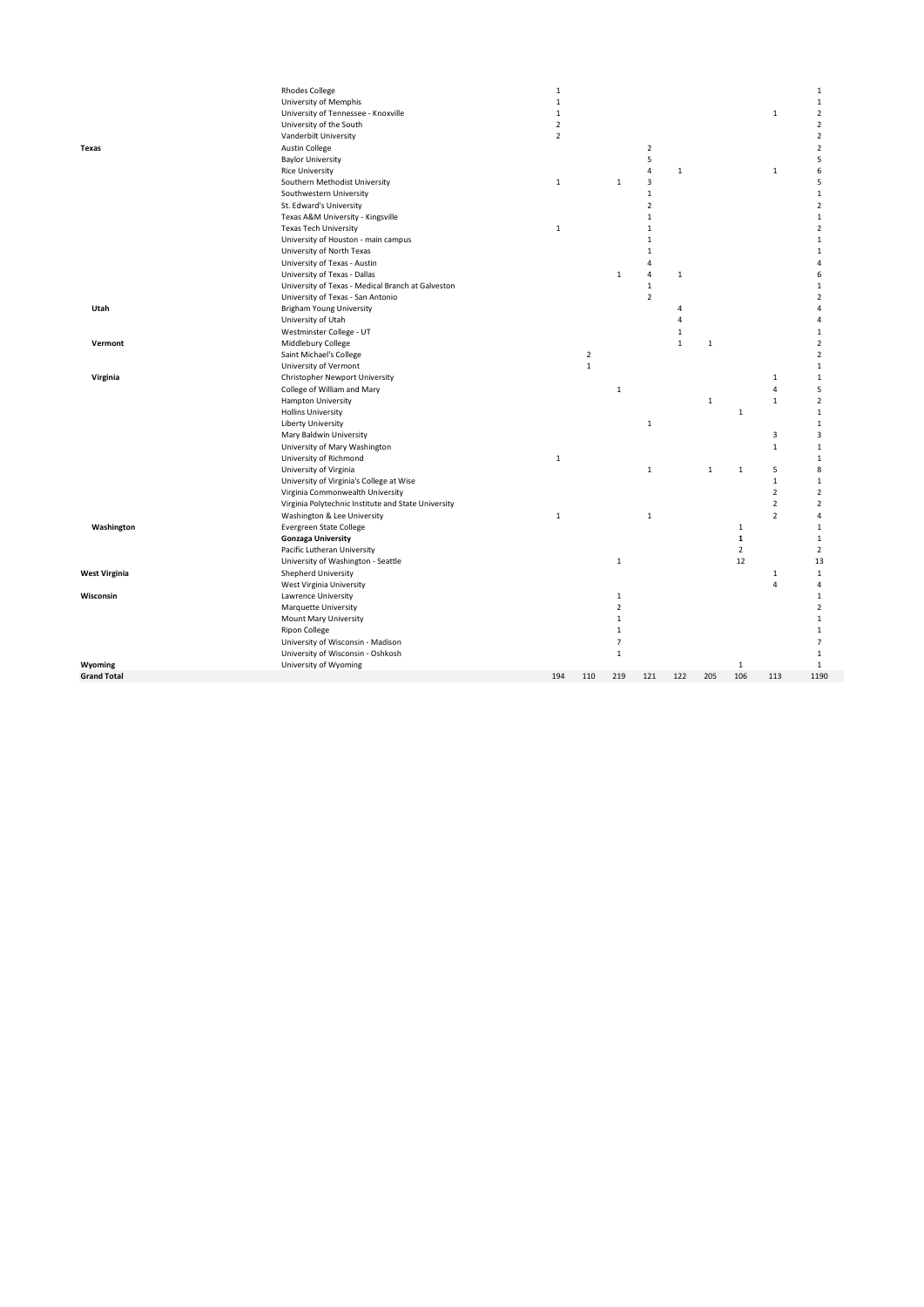| | | | | | | | | | | |
|---|---|---|---|---|---|---|---|---|---|---|
| | Rhodes College | 1 | | | | | | | | 1 |
| | University of Memphis | 1 | | | | | | | | 1 |
| | University of Tennessee - Knoxville | 1 | | | | | | | 1 | 2 |
| | University of the South | 2 | | | | | | | | 2 |
| | Vanderbilt University | 2 | | | | | | | | 2 |
| **Texas** | Austin College | | | | 2 | | | | | 2 |
| | Baylor University | | | | 5 | | | | | 5 |
| | Rice University | | | | 4 | 1 | | | 1 | 6 |
| | Southern Methodist University | 1 | | 1 | 3 | | | | | 5 |
| | Southwestern University | | | | 1 | | | | | 1 |
| | St. Edward's University | | | | 2 | | | | | 2 |
| | Texas A&M University - Kingsville | | | | 1 | | | | | 1 |
| | Texas Tech University | 1 | | | 1 | | | | | 2 |
| | University of Houston - main campus | | | | 1 | | | | | 1 |
| | University of North Texas | | | | 1 | | | | | 1 |
| | University of Texas - Austin | | | | 4 | | | | | 4 |
| | University of Texas - Dallas | | | 1 | 4 | 1 | | | | 6 |
| | University of Texas - Medical Branch at Galveston | | | | 1 | | | | | 1 |
| | University of Texas - San Antonio | | | | 2 | | | | | 2 |
| **Utah** | Brigham Young University | | | | | 4 | | | | 4 |
| | University of Utah | | | | | 4 | | | | 4 |
| | Westminster College - UT | | | | | 1 | | | | 1 |
| **Vermont** | Middlebury College | | | | | 1 | 1 | | | 2 |
| | Saint Michael's College | | 2 | | | | | | | 2 |
| | University of Vermont | | 1 | | | | | | | 1 |
| **Virginia** | Christopher Newport University | | | | | | | | 1 | 1 |
| | College of William and Mary | | | 1 | | | | | 4 | 5 |
| | Hampton University | | | | | | 1 | | 1 | 2 |
| | Hollins University | | | | | | | 1 | | 1 |
| | Liberty University | | | | 1 | | | | | 1 |
| | Mary Baldwin University | | | | | | | | 3 | 3 |
| | University of Mary Washington | | | | | | | | 1 | 1 |
| | University of Richmond | 1 | | | | | | | | 1 |
| | University of Virginia | | | | 1 | | 1 | 1 | 5 | 8 |
| | University of Virginia's College at Wise | | | | | | | | 1 | 1 |
| | Virginia Commonwealth University | | | | | | | | 2 | 2 |
| | Virginia Polytechnic Institute and State University | | | | | | | | 2 | 2 |
| | Washington & Lee University | 1 | | | 1 | | | | 2 | 4 |
| **Washington** | Evergreen State College | | | | | | | 1 | | 1 |
| | **Gonzaga University** | | | | | | | **1** | | 1 |
| | Pacific Lutheran University | | | | | | | 2 | | 2 |
| | University of Washington - Seattle | | | 1 | | | | 12 | | 13 |
| **West Virginia** | Shepherd University | | | | | | | | 1 | 1 |
| | West Virginia University | | | | | | | | 4 | 4 |
| **Wisconsin** | Lawrence University | | | 1 | | | | | | 1 |
| | Marquette University | | | 2 | | | | | | 2 |
| | Mount Mary University | | | 1 | | | | | | 1 |
| | Ripon College | | | 1 | | | | | | 1 |
| | University of Wisconsin - Madison | | | 7 | | | | | | 7 |
| | University of Wisconsin - Oshkosh | | | 1 | | | | | | 1 |
| **Wyoming** | University of Wyoming | | | | | | | 1 | | 1 |
| **Grand Total** | | 194 | 110 | 219 | 121 | 122 | 205 | 106 | 113 | 1190 |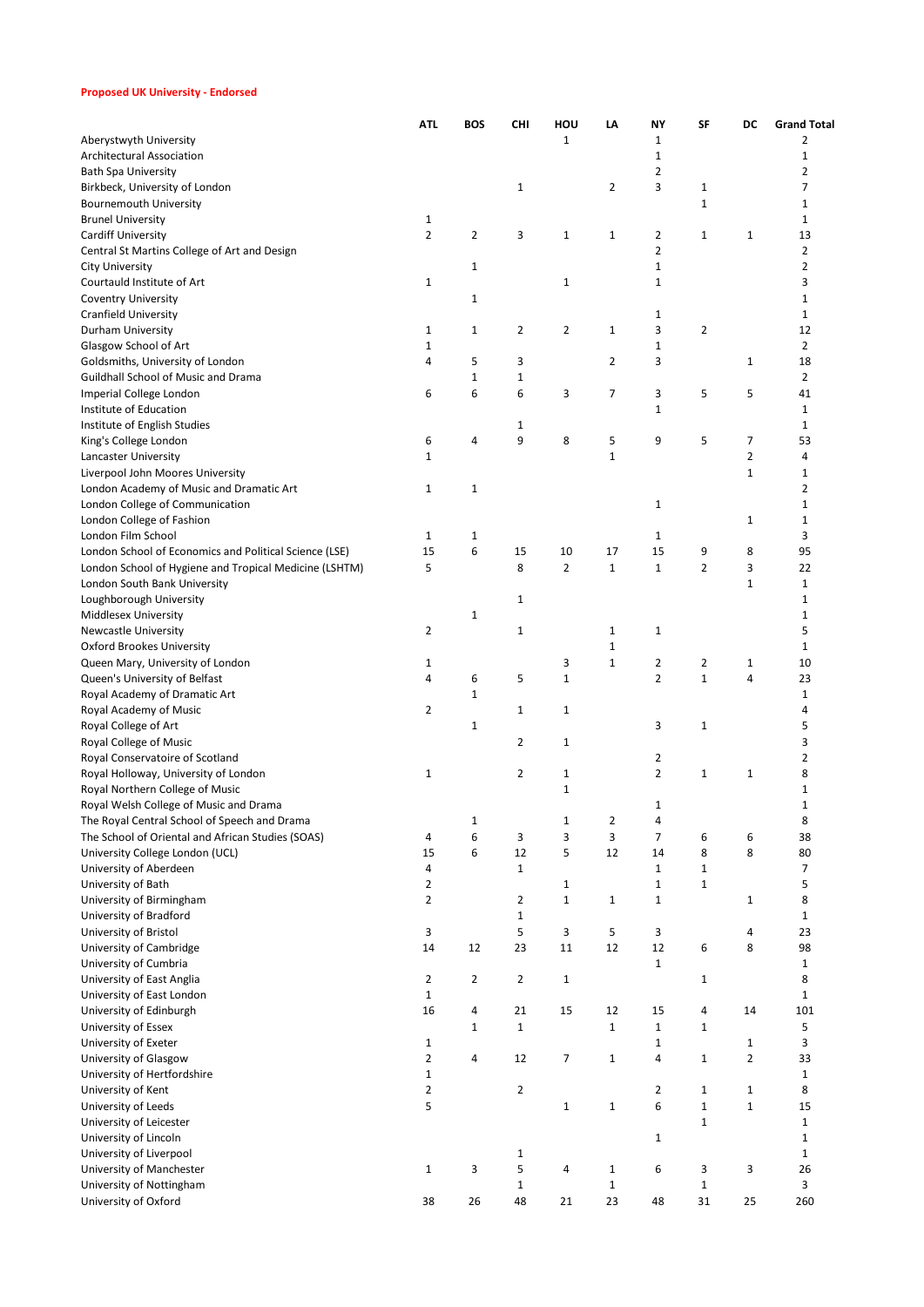**Proposed UK University - Endorsed**

| | ATL | BOS | CHI | HOU | LA | NY | SF | DC | Grand Total |
|---|---|---|---|---|---|---|---|---|---|
| Aberystwyth University | | | | 1 | | 1 | | | 2 |
| Architectural Association | | | | | | 1 | | | 1 |
| Bath Spa University | | | | | | 2 | | | 2 |
| Birkbeck, University of London | | | 1 | | 2 | 3 | 1 | | 7 |
| Bournemouth University | | | | | | | 1 | | 1 |
| Brunel University | 1 | | | | | | | | 1 |
| Cardiff University | 2 | 2 | 3 | 1 | 1 | 2 | 1 | 1 | 13 |
| Central St Martins College of Art and Design | | | | | | 2 | | | 2 |
| City University | | 1 | | | | 1 | | | 2 |
| Courtauld Institute of Art | 1 | | | 1 | | 1 | | | 3 |
| Coventry University | | 1 | | | | | | | 1 |
| Cranfield University | | | | | | 1 | | | 1 |
| Durham University | 1 | 1 | 2 | 2 | 1 | 3 | 2 | | 12 |
| Glasgow School of Art | 1 | | | | | 1 | | | 2 |
| Goldsmiths, University of London | 4 | 5 | 3 | | 2 | 3 | | 1 | 18 |
| Guildhall School of Music and Drama | | 1 | 1 | | | | | | 2 |
| Imperial College London | 6 | 6 | 6 | 3 | 7 | 3 | 5 | 5 | 41 |
| Institute of Education | | | | | | 1 | | | 1 |
| Institute of English Studies | | | 1 | | | | | | 1 |
| King's College London | 6 | 4 | 9 | 8 | 5 | 9 | 5 | 7 | 53 |
| Lancaster University | 1 | | | | 1 | | | 2 | 4 |
| Liverpool John Moores University | | | | | | | | 1 | 1 |
| London Academy of Music and Dramatic Art | 1 | 1 | | | | | | | 2 |
| London College of Communication | | | | | | 1 | | | 1 |
| London College of Fashion | | | | | | | | 1 | 1 |
| London Film School | 1 | 1 | | | | 1 | | | 3 |
| London School of Economics and Political Science (LSE) | 15 | 6 | 15 | 10 | 17 | 15 | 9 | 8 | 95 |
| London School of Hygiene and Tropical Medicine (LSHTM) | 5 | | 8 | 2 | 1 | 1 | 2 | 3 | 22 |
| London South Bank University | | | | | | | | 1 | 1 |
| Loughborough University | | | 1 | | | | | | 1 |
| Middlesex University | | 1 | | | | | | | 1 |
| Newcastle University | 2 | | 1 | | 1 | 1 | | | 5 |
| Oxford Brookes University | | | | | 1 | | | | 1 |
| Queen Mary, University of London | 1 | | | 3 | 1 | 2 | 2 | 1 | 10 |
| Queen's University of Belfast | 4 | 6 | 5 | 1 | | 2 | 1 | 4 | 23 |
| Royal Academy of Dramatic Art | | 1 | | | | | | | 1 |
| Royal Academy of Music | 2 | | 1 | 1 | | | | | 4 |
| Royal College of Art | | 1 | | | | 3 | 1 | | 5 |
| Royal College of Music | | | 2 | 1 | | | | | 3 |
| Royal Conservatoire of Scotland | | | | | | 2 | | | 2 |
| Royal Holloway, University of London | 1 | | 2 | 1 | | 2 | 1 | 1 | 8 |
| Royal Northern College of Music | | | | 1 | | | | | 1 |
| Royal Welsh College of Music and Drama | | | | | | 1 | | | 1 |
| The Royal Central School of Speech and Drama | | 1 | | 1 | 2 | 4 | | | 8 |
| The School of Oriental and African Studies (SOAS) | 4 | 6 | 3 | 3 | 3 | 7 | 6 | 6 | 38 |
| University College London (UCL) | 15 | 6 | 12 | 5 | 12 | 14 | 8 | 8 | 80 |
| University of Aberdeen | 4 | | 1 | | | 1 | 1 | | 7 |
| University of Bath | 2 | | | 1 | | 1 | 1 | | 5 |
| University of Birmingham | 2 | | 2 | 1 | 1 | 1 | | 1 | 8 |
| University of Bradford | | | 1 | | | | | | 1 |
| University of Bristol | 3 | | 5 | 3 | 5 | 3 | | 4 | 23 |
| University of Cambridge | 14 | 12 | 23 | 11 | 12 | 12 | 6 | 8 | 98 |
| University of Cumbria | | | | | | 1 | | | 1 |
| University of East Anglia | 2 | 2 | 2 | 1 | | | 1 | | 8 |
| University of East London | 1 | | | | | | | | 1 |
| University of Edinburgh | 16 | 4 | 21 | 15 | 12 | 15 | 4 | 14 | 101 |
| University of Essex | | 1 | 1 | | 1 | 1 | 1 | | 5 |
| University of Exeter | 1 | | | | | 1 | | 1 | 3 |
| University of Glasgow | 2 | 4 | 12 | 7 | 1 | 4 | 1 | 2 | 33 |
| University of Hertfordshire | 1 | | | | | | | | 1 |
| University of Kent | 2 | | 2 | | | 2 | 1 | 1 | 8 |
| University of Leeds | 5 | | | 1 | 1 | 6 | 1 | 1 | 15 |
| University of Leicester | | | | | | | 1 | | 1 |
| University of Lincoln | | | | | | 1 | | | 1 |
| University of Liverpool | | | 1 | | | | | | 1 |
| University of Manchester | 1 | 3 | 5 | 4 | 1 | 6 | 3 | 3 | 26 |
| University of Nottingham | | | 1 | | 1 | | 1 | | 3 |
| University of Oxford | 38 | 26 | 48 | 21 | 23 | 48 | 31 | 25 | 260 |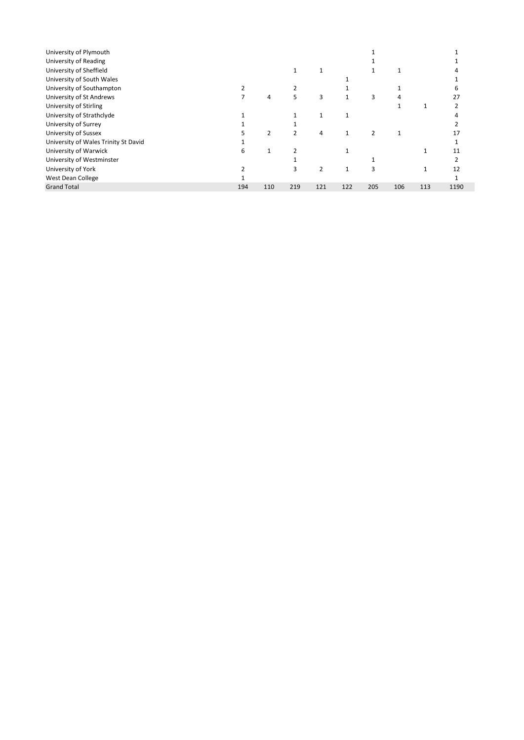| | | | | | | | | | |
|---|---|---|---|---|---|---|---|---|---|
| University of Plymouth | | | | | | 1 | | | 1 |
| University of Reading | | | | | | 1 | | | 1 |
| University of Sheffield | | | 1 | 1 | | 1 | 1 | | 4 |
| University of South Wales | | | | | 1 | | | | 1 |
| University of Southampton | 2 | | 2 | | 1 | | 1 | | 6 |
| University of St Andrews | 7 | 4 | 5 | 3 | 1 | 3 | 4 | | 27 |
| University of Stirling | | | | | | | 1 | 1 | 2 |
| University of Strathclyde | 1 | | 1 | 1 | 1 | | | | 4 |
| University of Surrey | 1 | | 1 | | | | | | 2 |
| University of Sussex | 5 | 2 | 2 | 4 | 1 | 2 | 1 | | 17 |
| University of Wales Trinity St David | 1 | | | | | | | | 1 |
| University of Warwick | 6 | 1 | 2 | | 1 | | | 1 | 11 |
| University of Westminster | | | 1 | | | 1 | | | 2 |
| University of York | 2 | | 3 | 2 | 1 | 3 | | 1 | 12 |
| West Dean College | 1 | | | | | | | | 1 |
| Grand Total | 194 | 110 | 219 | 121 | 122 | 205 | 106 | 113 | 1190 |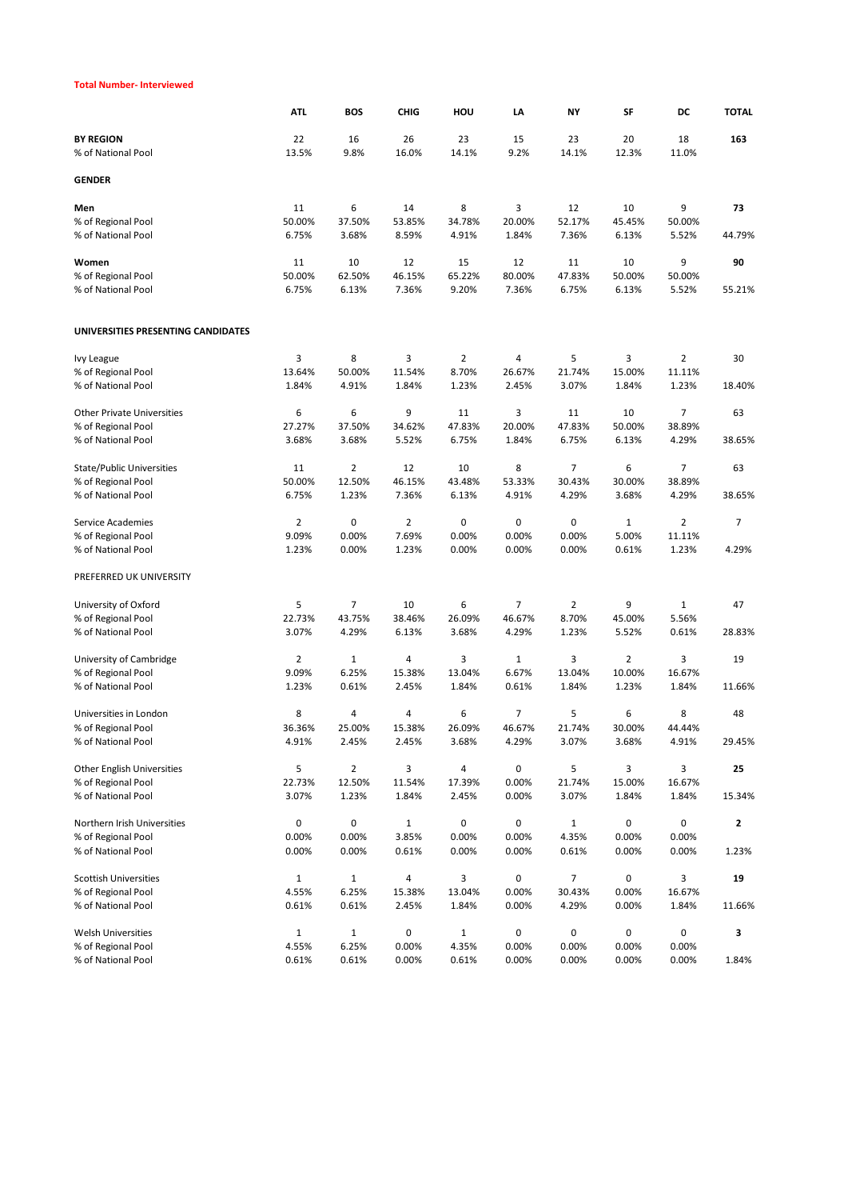**Total Number- Interviewed**

| | ATL | BOS | CHIG | HOU | LA | NY | SF | DC | TOTAL |
|---|---|---|---|---|---|---|---|---|---|
| **BY REGION** | 22 | 16 | 26 | 23 | 15 | 23 | 20 | 18 | **163** |
| % of National Pool | 13.5% | 9.8% | 16.0% | 14.1% | 9.2% | 14.1% | 12.3% | 11.0% | |
| **GENDER** | | | | | | | | | |
| **Men** | 11 | 6 | 14 | 8 | 3 | 12 | 10 | 9 | **73** |
| % of Regional Pool | 50.00% | 37.50% | 53.85% | 34.78% | 20.00% | 52.17% | 45.45% | 50.00% | |
| % of National Pool | 6.75% | 3.68% | 8.59% | 4.91% | 1.84% | 7.36% | 6.13% | 5.52% | 44.79% |
| **Women** | 11 | 10 | 12 | 15 | 12 | 11 | 10 | 9 | **90** |
| % of Regional Pool | 50.00% | 62.50% | 46.15% | 65.22% | 80.00% | 47.83% | 50.00% | 50.00% | |
| % of National Pool | 6.75% | 6.13% | 7.36% | 9.20% | 7.36% | 6.75% | 6.13% | 5.52% | 55.21% |
| **UNIVERSITIES PRESENTING CANDIDATES** | | | | | | | | | |
| Ivy League | 3 | 8 | 3 | 2 | 4 | 5 | 3 | 2 | 30 |
| % of Regional Pool | 13.64% | 50.00% | 11.54% | 8.70% | 26.67% | 21.74% | 15.00% | 11.11% | |
| % of National Pool | 1.84% | 4.91% | 1.84% | 1.23% | 2.45% | 3.07% | 1.84% | 1.23% | 18.40% |
| Other Private Universities | 6 | 6 | 9 | 11 | 3 | 11 | 10 | 7 | 63 |
| % of Regional Pool | 27.27% | 37.50% | 34.62% | 47.83% | 20.00% | 47.83% | 50.00% | 38.89% | |
| % of National Pool | 3.68% | 3.68% | 5.52% | 6.75% | 1.84% | 6.75% | 6.13% | 4.29% | 38.65% |
| State/Public Universities | 11 | 2 | 12 | 10 | 8 | 7 | 6 | 7 | 63 |
| % of Regional Pool | 50.00% | 12.50% | 46.15% | 43.48% | 53.33% | 30.43% | 30.00% | 38.89% | |
| % of National Pool | 6.75% | 1.23% | 7.36% | 6.13% | 4.91% | 4.29% | 3.68% | 4.29% | 38.65% |
| Service Academies | 2 | 0 | 2 | 0 | 0 | 0 | 1 | 2 | 7 |
| % of Regional Pool | 9.09% | 0.00% | 7.69% | 0.00% | 0.00% | 0.00% | 5.00% | 11.11% | |
| % of National Pool | 1.23% | 0.00% | 1.23% | 0.00% | 0.00% | 0.00% | 0.61% | 1.23% | 4.29% |
| PREFERRED UK UNIVERSITY | | | | | | | | | |
| University of Oxford | 5 | 7 | 10 | 6 | 7 | 2 | 9 | 1 | 47 |
| % of Regional Pool | 22.73% | 43.75% | 38.46% | 26.09% | 46.67% | 8.70% | 45.00% | 5.56% | |
| % of National Pool | 3.07% | 4.29% | 6.13% | 3.68% | 4.29% | 1.23% | 5.52% | 0.61% | 28.83% |
| University of Cambridge | 2 | 1 | 4 | 3 | 1 | 3 | 2 | 3 | 19 |
| % of Regional Pool | 9.09% | 6.25% | 15.38% | 13.04% | 6.67% | 13.04% | 10.00% | 16.67% | |
| % of National Pool | 1.23% | 0.61% | 2.45% | 1.84% | 0.61% | 1.84% | 1.23% | 1.84% | 11.66% |
| Universities in London | 8 | 4 | 4 | 6 | 7 | 5 | 6 | 8 | 48 |
| % of Regional Pool | 36.36% | 25.00% | 15.38% | 26.09% | 46.67% | 21.74% | 30.00% | 44.44% | |
| % of National Pool | 4.91% | 2.45% | 2.45% | 3.68% | 4.29% | 3.07% | 3.68% | 4.91% | 29.45% |
| Other English Universities | 5 | 2 | 3 | 4 | 0 | 5 | 3 | 3 | **25** |
| % of Regional Pool | 22.73% | 12.50% | 11.54% | 17.39% | 0.00% | 21.74% | 15.00% | 16.67% | |
| % of National Pool | 3.07% | 1.23% | 1.84% | 2.45% | 0.00% | 3.07% | 1.84% | 1.84% | 15.34% |
| Northern Irish Universities | 0 | 0 | 1 | 0 | 0 | 1 | 0 | 0 | **2** |
| % of Regional Pool | 0.00% | 0.00% | 3.85% | 0.00% | 0.00% | 4.35% | 0.00% | 0.00% | |
| % of National Pool | 0.00% | 0.00% | 0.61% | 0.00% | 0.00% | 0.61% | 0.00% | 0.00% | 1.23% |
| Scottish Universities | 1 | 1 | 4 | 3 | 0 | 7 | 0 | 3 | **19** |
| % of Regional Pool | 4.55% | 6.25% | 15.38% | 13.04% | 0.00% | 30.43% | 0.00% | 16.67% | |
| % of National Pool | 0.61% | 0.61% | 2.45% | 1.84% | 0.00% | 4.29% | 0.00% | 1.84% | 11.66% |
| Welsh Universities | 1 | 1 | 0 | 1 | 0 | 0 | 0 | 0 | **3** |
| % of Regional Pool | 4.55% | 6.25% | 0.00% | 4.35% | 0.00% | 0.00% | 0.00% | 0.00% | |
| % of National Pool | 0.61% | 0.61% | 0.00% | 0.61% | 0.00% | 0.00% | 0.00% | 0.00% | 1.84% |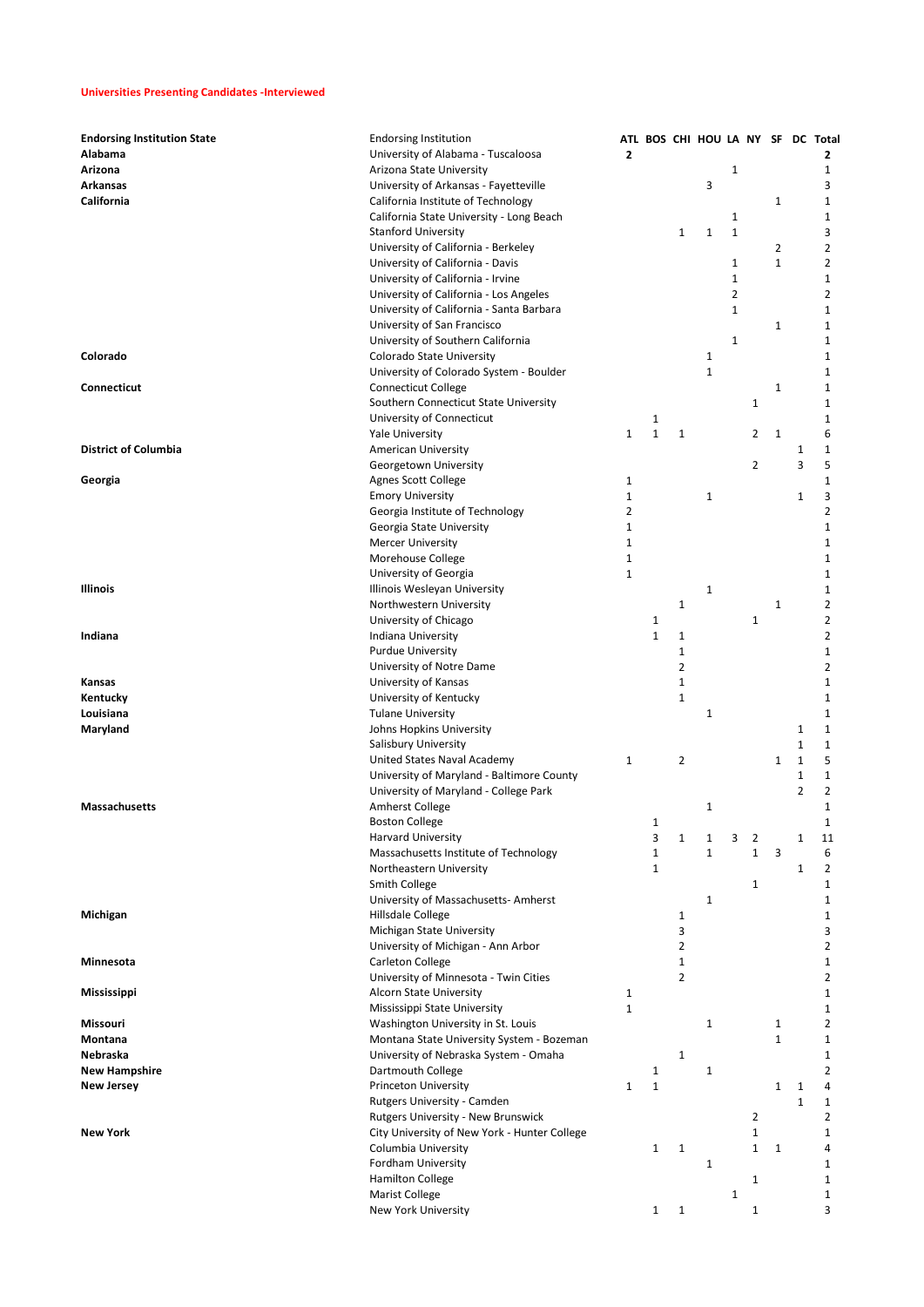**Universities Presenting Candidates -Interviewed**

| **Endorsing Institution State** | Endorsing Institution | ATL | BOS | CHI | HOU | LA | NY | SF | DC | Total |
|---|---|---|---|---|---|---|---|---|---|---|
| **Alabama** | University of Alabama - Tuscaloosa | **2** | | | | | | | | **2** |
| **Arizona** | Arizona State University | | | | | 1 | | | | 1 |
| **Arkansas** | University of Arkansas - Fayetteville | | | | 3 | | | | | 3 |
| **California** | California Institute of Technology | | | | | | | 1 | | 1 |
| | California State University - Long Beach | | | | | 1 | | | | 1 |
| | Stanford University | | | 1 | 1 | 1 | | | | 3 |
| | University of California - Berkeley | | | | | | | 2 | | 2 |
| | University of California - Davis | | | | | 1 | | 1 | | 2 |
| | University of California - Irvine | | | | | 1 | | | | 1 |
| | University of California - Los Angeles | | | | | 2 | | | | 2 |
| | University of California - Santa Barbara | | | | | 1 | | | | 1 |
| | University of San Francisco | | | | | | | 1 | | 1 |
| | University of Southern California | | | | | 1 | | | | 1 |
| **Colorado** | Colorado State University | | | | 1 | | | | | 1 |
| | University of Colorado System - Boulder | | | | 1 | | | | | 1 |
| **Connecticut** | Connecticut College | | | | | | | 1 | | 1 |
| | Southern Connecticut State University | | | | | | 1 | | | 1 |
| | University of Connecticut | | 1 | | | | | | | 1 |
| | Yale University | 1 | 1 | 1 | | | 2 | 1 | | 6 |
| **District of Columbia** | American University | | | | | | | | 1 | 1 |
| | Georgetown University | | | | | | 2 | | 3 | 5 |
| **Georgia** | Agnes Scott College | 1 | | | | | | | | 1 |
| | Emory University | 1 | | | 1 | | | | 1 | 3 |
| | Georgia Institute of Technology | 2 | | | | | | | | 2 |
| | Georgia State University | 1 | | | | | | | | 1 |
| | Mercer University | 1 | | | | | | | | 1 |
| | Morehouse College | 1 | | | | | | | | 1 |
| | University of Georgia | 1 | | | | | | | | 1 |
| **Illinois** | Illinois Wesleyan University | | | | 1 | | | | | 1 |
| | Northwestern University | | | 1 | | | | 1 | | 2 |
| | University of Chicago | | 1 | | | | 1 | | | 2 |
| **Indiana** | Indiana University | | 1 | 1 | | | | | | 2 |
| | Purdue University | | | 1 | | | | | | 1 |
| | University of Notre Dame | | | 2 | | | | | | 2 |
| **Kansas** | University of Kansas | | | 1 | | | | | | 1 |
| **Kentucky** | University of Kentucky | | | 1 | | | | | | 1 |
| **Louisiana** | Tulane University | | | | 1 | | | | | 1 |
| **Maryland** | Johns Hopkins University | | | | | | | | 1 | 1 |
| | Salisbury University | | | | | | | | 1 | 1 |
| | United States Naval Academy | 1 | | 2 | | | | 1 | 1 | 5 |
| | University of Maryland - Baltimore County | | | | | | | | 1 | 1 |
| | University of Maryland - College Park | | | | | | | | 2 | 2 |
| **Massachusetts** | Amherst College | | | | 1 | | | | | 1 |
| | Boston College | | 1 | | | | | | | 1 |
| | Harvard University | | 3 | 1 | 1 | 3 | 2 | | 1 | 11 |
| | Massachusetts Institute of Technology | | 1 | | 1 | | 1 | 3 | | 6 |
| | Northeastern University | | 1 | | | | | | 1 | 2 |
| | Smith College | | | | | | 1 | | | 1 |
| | University of Massachusetts- Amherst | | | | 1 | | | | | 1 |
| **Michigan** | Hillsdale College | | | 1 | | | | | | 1 |
| | Michigan State University | | | 3 | | | | | | 3 |
| | University of Michigan - Ann Arbor | | | 2 | | | | | | 2 |
| **Minnesota** | Carleton College | | | 1 | | | | | | 1 |
| | University of Minnesota - Twin Cities | | | 2 | | | | | | 2 |
| **Mississippi** | Alcorn State University | 1 | | | | | | | | 1 |
| | Mississippi State University | 1 | | | | | | | | 1 |
| **Missouri** | Washington University in St. Louis | | | | 1 | | | 1 | | 2 |
| **Montana** | Montana State University System - Bozeman | | | | | | | 1 | | 1 |
| **Nebraska** | University of Nebraska System - Omaha | | | 1 | | | | | | 1 |
| **New Hampshire** | Dartmouth College | | 1 | | 1 | | | | | 2 |
| **New Jersey** | Princeton University | 1 | 1 | | | | | 1 | 1 | 4 |
| | Rutgers University - Camden | | | | | | | | 1 | 1 |
| | Rutgers University - New Brunswick | | | | | | 2 | | | 2 |
| **New York** | City University of New York - Hunter College | | | | | | 1 | | | 1 |
| | Columbia University | | 1 | 1 | | | 1 | 1 | | 4 |
| | Fordham University | | | | 1 | | | | | 1 |
| | Hamilton College | | | | | | 1 | | | 1 |
| | Marist College | | | | | 1 | | | | 1 |
| | New York University | | 1 | 1 | | | 1 | | | 3 |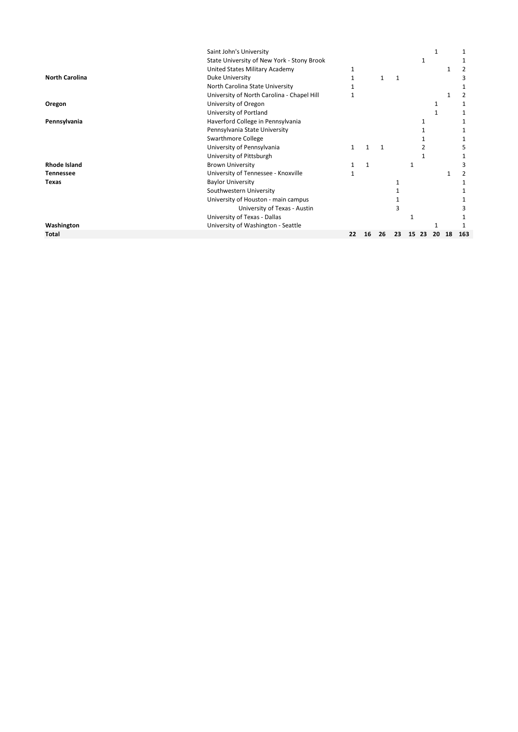| | | | | | | | | | | |
|---|---|---|---|---|---|---|---|---|---|---|
| | Saint John's University | | | | | | | 1 | | 1 |
| | State University of New York - Stony Brook | | | | | | 1 | | | 1 |
| | United States Military Academy | 1 | | | | | | | 1 | 2 |
| **North Carolina** | Duke University | 1 | | 1 | 1 | | | | | 3 |
| | North Carolina State University | 1 | | | | | | | | 1 |
| | University of North Carolina - Chapel Hill | 1 | | | | | | | 1 | 2 |
| **Oregon** | University of Oregon | | | | | | | 1 | | 1 |
| | University of Portland | | | | | | | 1 | | 1 |
| **Pennsylvania** | Haverford College in Pennsylvania | | | | | | 1 | | | 1 |
| | Pennsylvania State University | | | | | | 1 | | | 1 |
| | Swarthmore College | | | | | | 1 | | | 1 |
| | University of Pennsylvania | 1 | 1 | 1 | | | 2 | | | 5 |
| | University of Pittsburgh | | | | | | 1 | | | 1 |
| **Rhode Island** | Brown University | 1 | 1 | | | 1 | | | | 3 |
| **Tennessee** | University of Tennessee - Knoxville | 1 | | | | | | | 1 | 2 |
| **Texas** | Baylor University | | | | 1 | | | | | 1 |
| | Southwestern University | | | | 1 | | | | | 1 |
| | University of Houston - main campus | | | | 1 | | | | | 1 |
| | University of Texas - Austin | | | | 3 | | | | | 3 |
| | University of Texas - Dallas | | | | | 1 | | | | 1 |
| **Washington** | University of Washington - Seattle | | | | | | | 1 | | 1 |
| **Total** | | **22** | **16** | **26** | **23** | **15** | **23** | **20** | **18** | **163** |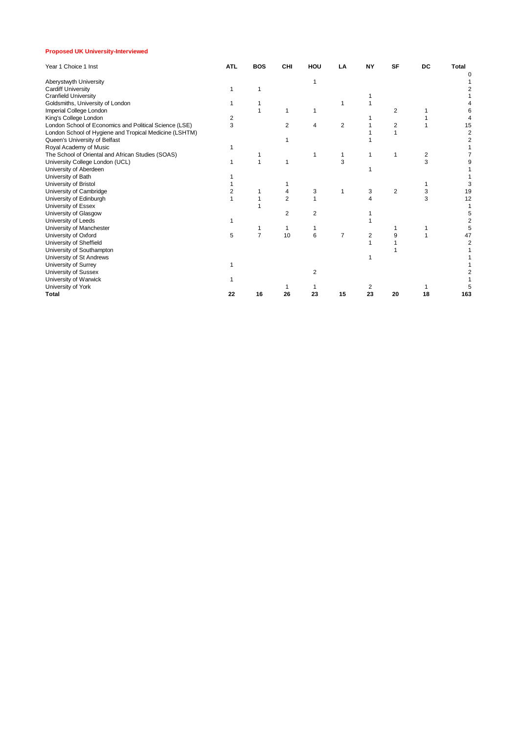**Proposed UK University-Interviewed**

| Year 1 Choice 1 Inst | ATL | BOS | CHI | HOU | LA | NY | SF | DC | Total |
|---|---|---|---|---|---|---|---|---|---|
| | | | | | | | | | 0 |
| Aberystwyth University | | | | 1 | | | | | 1 |
| Cardiff University | 1 | 1 | | | | | | | 2 |
| Cranfield University | | | | | | 1 | | | 1 |
| Goldsmiths, University of London | 1 | 1 | | | 1 | 1 | | | 4 |
| Imperial College London | | 1 | 1 | 1 | | | 2 | 1 | 6 |
| King's College London | 2 | | | | | 1 | | 1 | 4 |
| London School of Economics and Political Science (LSE) | 3 | | 2 | 4 | 2 | 1 | 2 | 1 | 15 |
| London School of Hygiene and Tropical Medicine (LSHTM) | | | | | | 1 | 1 | | 2 |
| Queen's University of Belfast | | | 1 | | | 1 | | | 2 |
| Royal Academy of Music | 1 | | | | | | | | 1 |
| The School of Oriental and African Studies (SOAS) | | 1 | | 1 | 1 | 1 | 1 | 2 | 7 |
| University College London (UCL) | 1 | 1 | 1 | | 3 | | | 3 | 9 |
| University of Aberdeen | | | | | | 1 | | | 1 |
| University of Bath | 1 | | | | | | | | 1 |
| University of Bristol | 1 | | 1 | | | | | 1 | 3 |
| University of Cambridge | 2 | 1 | 4 | 3 | 1 | 3 | 2 | 3 | 19 |
| University of Edinburgh | 1 | 1 | 2 | 1 | | 4 | | 3 | 12 |
| University of Essex | | 1 | | | | | | | 1 |
| University of Glasgow | | | 2 | 2 | | 1 | | | 5 |
| University of Leeds | 1 | | | | | 1 | | | 2 |
| University of Manchester | | 1 | 1 | 1 | | | 1 | 1 | 5 |
| University of Oxford | 5 | 7 | 10 | 6 | 7 | 2 | 9 | 1 | 47 |
| University of Sheffield | | | | | | 1 | 1 | | 2 |
| University of Southampton | | | | | | | 1 | | 1 |
| University of St Andrews | | | | | | 1 | | | 1 |
| University of Surrey | 1 | | | | | | | | 1 |
| University of Sussex | | | | 2 | | | | | 2 |
| University of Warwick | 1 | | | | | | | | 1 |
| University of York | | | 1 | 1 | | 2 | | 1 | 5 |
| **Total** | **22** | **16** | **26** | **23** | **15** | **23** | **20** | **18** | **163** |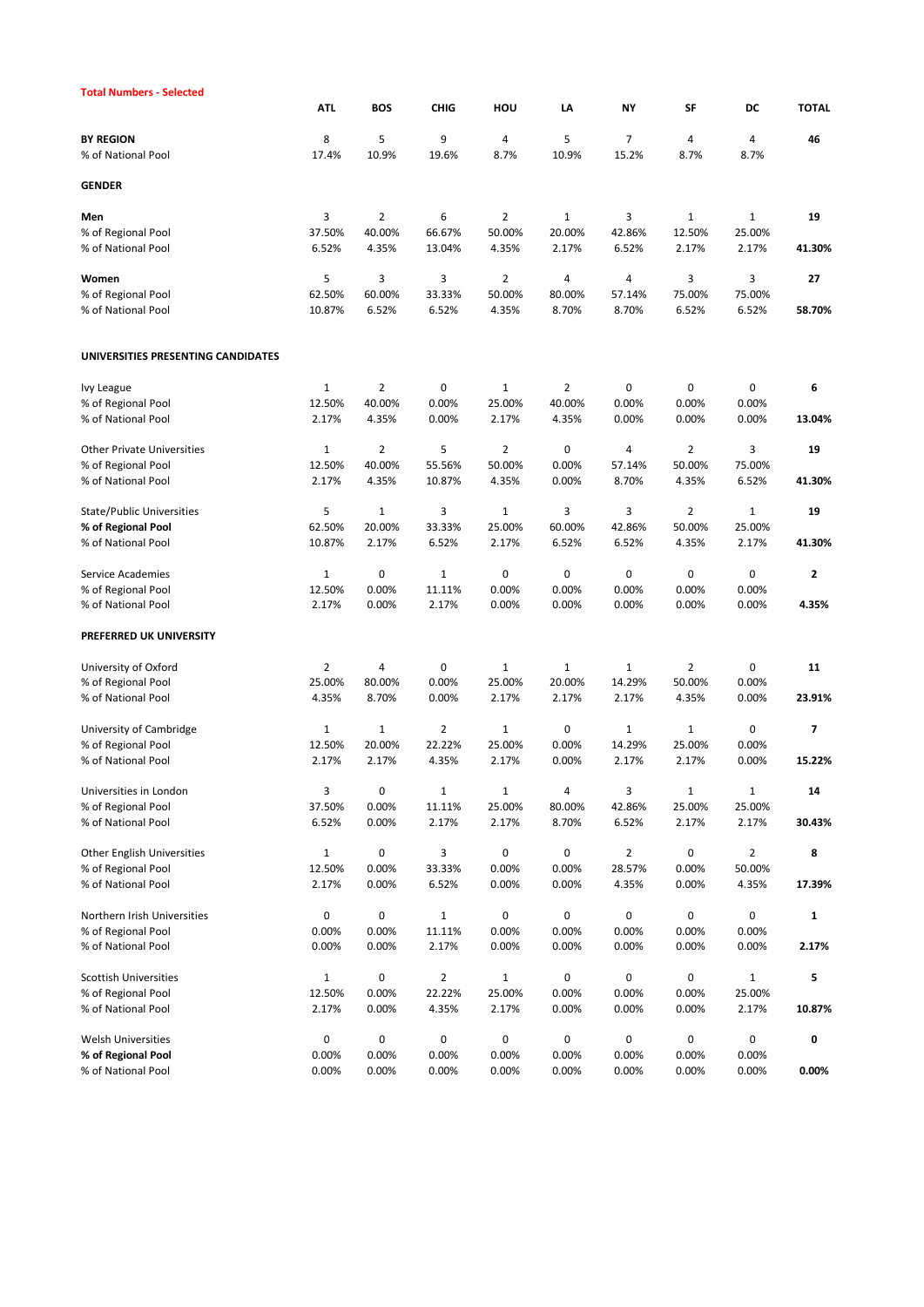**Total Numbers - Selected**

| | ATL | BOS | CHIG | HOU | LA | NY | SF | DC | TOTAL |
|---|---|---|---|---|---|---|---|---|---|
| **BY REGION** | 8 | 5 | 9 | 4 | 5 | 7 | 4 | 4 | **46** |
| % of National Pool | 17.4% | 10.9% | 19.6% | 8.7% | 10.9% | 15.2% | 8.7% | 8.7% | |
| **GENDER** | | | | | | | | | |
| **Men** | 3 | 2 | 6 | 2 | 1 | 3 | 1 | 1 | **19** |
| % of Regional Pool | 37.50% | 40.00% | 66.67% | 50.00% | 20.00% | 42.86% | 12.50% | 25.00% | |
| % of National Pool | 6.52% | 4.35% | 13.04% | 4.35% | 2.17% | 6.52% | 2.17% | 2.17% | **41.30%** |
| **Women** | 5 | 3 | 3 | 2 | 4 | 4 | 3 | 3 | **27** |
| % of Regional Pool | 62.50% | 60.00% | 33.33% | 50.00% | 80.00% | 57.14% | 75.00% | 75.00% | |
| % of National Pool | 10.87% | 6.52% | 6.52% | 4.35% | 8.70% | 8.70% | 6.52% | 6.52% | **58.70%** |
| **UNIVERSITIES PRESENTING CANDIDATES** | | | | | | | | | |
| Ivy League | 1 | 2 | 0 | 1 | 2 | 0 | 0 | 0 | **6** |
| % of Regional Pool | 12.50% | 40.00% | 0.00% | 25.00% | 40.00% | 0.00% | 0.00% | 0.00% | |
| % of National Pool | 2.17% | 4.35% | 0.00% | 2.17% | 4.35% | 0.00% | 0.00% | 0.00% | **13.04%** |
| Other Private Universities | 1 | 2 | 5 | 2 | 0 | 4 | 2 | 3 | **19** |
| % of Regional Pool | 12.50% | 40.00% | 55.56% | 50.00% | 0.00% | 57.14% | 50.00% | 75.00% | |
| % of National Pool | 2.17% | 4.35% | 10.87% | 4.35% | 0.00% | 8.70% | 4.35% | 6.52% | **41.30%** |
| State/Public Universities | 5 | 1 | 3 | 1 | 3 | 3 | 2 | 1 | **19** |
| **% of Regional Pool** | 62.50% | 20.00% | 33.33% | 25.00% | 60.00% | 42.86% | 50.00% | 25.00% | |
| % of National Pool | 10.87% | 2.17% | 6.52% | 2.17% | 6.52% | 6.52% | 4.35% | 2.17% | **41.30%** |
| Service Academies | 1 | 0 | 1 | 0 | 0 | 0 | 0 | 0 | **2** |
| % of Regional Pool | 12.50% | 0.00% | 11.11% | 0.00% | 0.00% | 0.00% | 0.00% | 0.00% | |
| % of National Pool | 2.17% | 0.00% | 2.17% | 0.00% | 0.00% | 0.00% | 0.00% | 0.00% | **4.35%** |
| **PREFERRED UK UNIVERSITY** | | | | | | | | | |
| University of Oxford | 2 | 4 | 0 | 1 | 1 | 1 | 2 | 0 | **11** |
| % of Regional Pool | 25.00% | 80.00% | 0.00% | 25.00% | 20.00% | 14.29% | 50.00% | 0.00% | |
| % of National Pool | 4.35% | 8.70% | 0.00% | 2.17% | 2.17% | 2.17% | 4.35% | 0.00% | **23.91%** |
| University of Cambridge | 1 | 1 | 2 | 1 | 0 | 1 | 1 | 0 | **7** |
| % of Regional Pool | 12.50% | 20.00% | 22.22% | 25.00% | 0.00% | 14.29% | 25.00% | 0.00% | |
| % of National Pool | 2.17% | 2.17% | 4.35% | 2.17% | 0.00% | 2.17% | 2.17% | 0.00% | **15.22%** |
| Universities in London | 3 | 0 | 1 | 1 | 4 | 3 | 1 | 1 | **14** |
| % of Regional Pool | 37.50% | 0.00% | 11.11% | 25.00% | 80.00% | 42.86% | 25.00% | 25.00% | |
| % of National Pool | 6.52% | 0.00% | 2.17% | 2.17% | 8.70% | 6.52% | 2.17% | 2.17% | **30.43%** |
| Other English Universities | 1 | 0 | 3 | 0 | 0 | 2 | 0 | 2 | **8** |
| % of Regional Pool | 12.50% | 0.00% | 33.33% | 0.00% | 0.00% | 28.57% | 0.00% | 50.00% | |
| % of National Pool | 2.17% | 0.00% | 6.52% | 0.00% | 0.00% | 4.35% | 0.00% | 4.35% | **17.39%** |
| Northern Irish Universities | 0 | 0 | 1 | 0 | 0 | 0 | 0 | 0 | **1** |
| % of Regional Pool | 0.00% | 0.00% | 11.11% | 0.00% | 0.00% | 0.00% | 0.00% | 0.00% | |
| % of National Pool | 0.00% | 0.00% | 2.17% | 0.00% | 0.00% | 0.00% | 0.00% | 0.00% | **2.17%** |
| Scottish Universities | 1 | 0 | 2 | 1 | 0 | 0 | 0 | 1 | **5** |
| % of Regional Pool | 12.50% | 0.00% | 22.22% | 25.00% | 0.00% | 0.00% | 0.00% | 25.00% | |
| % of National Pool | 2.17% | 0.00% | 4.35% | 2.17% | 0.00% | 0.00% | 0.00% | 2.17% | **10.87%** |
| Welsh Universities | 0 | 0 | 0 | 0 | 0 | 0 | 0 | 0 | **0** |
| **% of Regional Pool** | 0.00% | 0.00% | 0.00% | 0.00% | 0.00% | 0.00% | 0.00% | 0.00% | |
| % of National Pool | 0.00% | 0.00% | 0.00% | 0.00% | 0.00% | 0.00% | 0.00% | 0.00% | **0.00%** |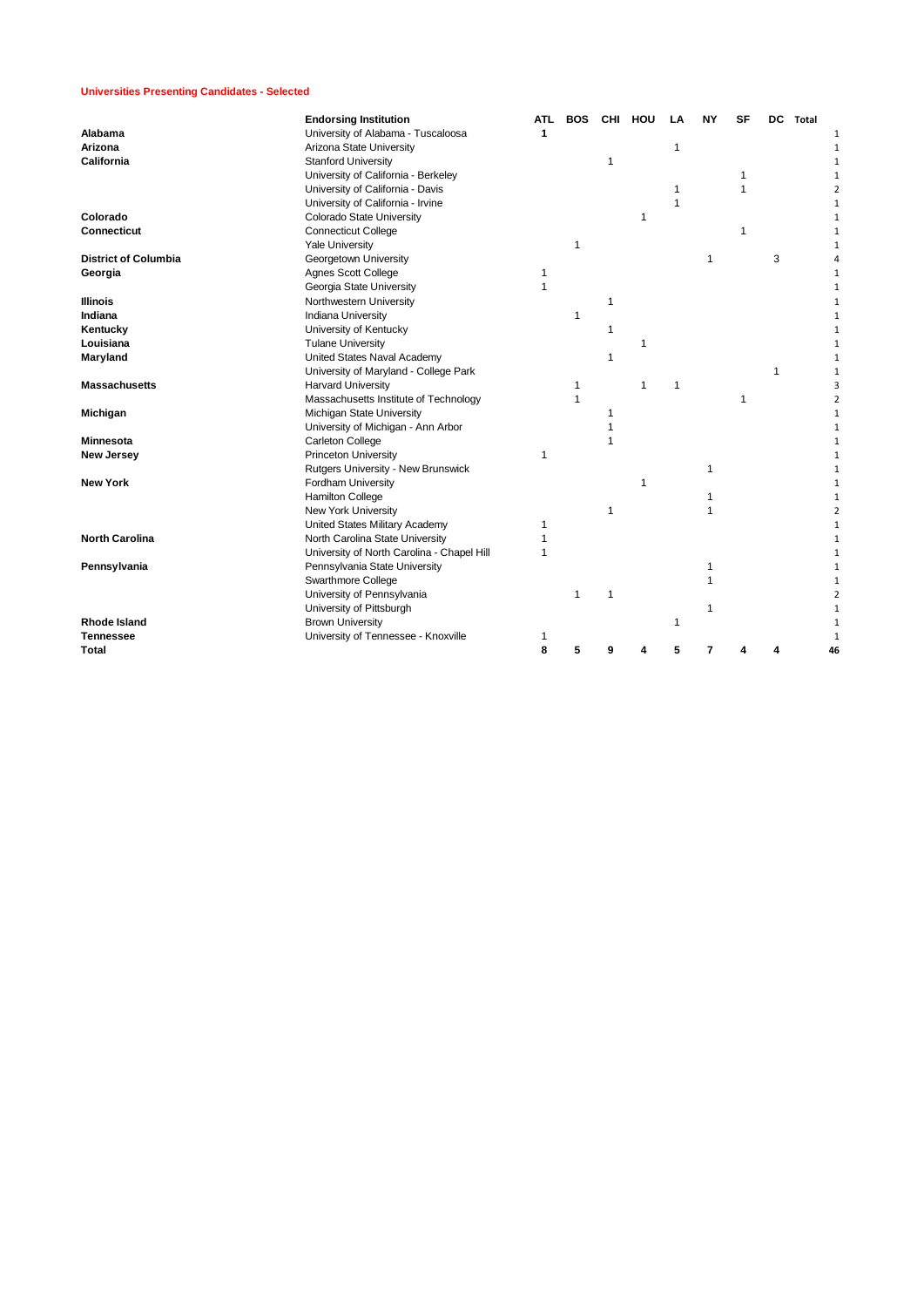**Universities Presenting Candidates - Selected**

| | **Endorsing Institution** | **ATL** | **BOS** | **CHI** | **HOU** | **LA** | **NY** | **SF** | **DC** | **Total** |
|---|---|---|---|---|---|---|---|---|---|---|
| **Alabama** | University of Alabama - Tuscaloosa | 1 | | | | | | | | 1 |
| **Arizona** | Arizona State University | | | | | 1 | | | | 1 |
| **California** | Stanford University | | | 1 | | | | | | 1 |
| | University of California - Berkeley | | | | | | | 1 | | 1 |
| | University of California - Davis | | | | | 1 | | 1 | | 2 |
| | University of California - Irvine | | | | | 1 | | | | 1 |
| **Colorado** | Colorado State University | | | | 1 | | | | | 1 |
| **Connecticut** | Connecticut College | | | | | | | 1 | | 1 |
| | Yale University | | 1 | | | | | | | 1 |
| **District of Columbia** | Georgetown University | | | | | | 1 | | 3 | 4 |
| **Georgia** | Agnes Scott College | 1 | | | | | | | | 1 |
| | Georgia State University | 1 | | | | | | | | 1 |
| **Illinois** | Northwestern University | | | 1 | | | | | | 1 |
| **Indiana** | Indiana University | | 1 | | | | | | | 1 |
| **Kentucky** | University of Kentucky | | | 1 | | | | | | 1 |
| **Louisiana** | Tulane University | | | | 1 | | | | | 1 |
| **Maryland** | United States Naval Academy | | | 1 | | | | | | 1 |
| | University of Maryland - College Park | | | | | | | | 1 | 1 |
| **Massachusetts** | Harvard University | | 1 | | 1 | 1 | | | | 3 |
| | Massachusetts Institute of Technology | | 1 | | | | | 1 | | 2 |
| **Michigan** | Michigan State University | | | 1 | | | | | | 1 |
| | University of Michigan - Ann Arbor | | | 1 | | | | | | 1 |
| **Minnesota** | Carleton College | | | 1 | | | | | | 1 |
| **New Jersey** | Princeton University | 1 | | | | | | | | 1 |
| | Rutgers University - New Brunswick | | | | | | 1 | | | 1 |
| **New York** | Fordham University | | | | 1 | | | | | 1 |
| | Hamilton College | | | | | | 1 | | | 1 |
| | New York University | | | 1 | | | 1 | | | 2 |
| | United States Military Academy | 1 | | | | | | | | 1 |
| **North Carolina** | North Carolina State University | 1 | | | | | | | | 1 |
| | University of North Carolina - Chapel Hill | 1 | | | | | | | | 1 |
| **Pennsylvania** | Pennsylvania State University | | | | | | 1 | | | 1 |
| | Swarthmore College | | | | | | 1 | | | 1 |
| | University of Pennsylvania | | 1 | 1 | | | | | | 2 |
| | University of Pittsburgh | | | | | | 1 | | | 1 |
| **Rhode Island** | Brown University | | | | | 1 | | | | 1 |
| **Tennessee** | University of Tennessee - Knoxville | 1 | | | | | | | | 1 |
| **Total** | | **8** | **5** | **9** | **4** | **5** | **7** | **4** | **4** | **46** |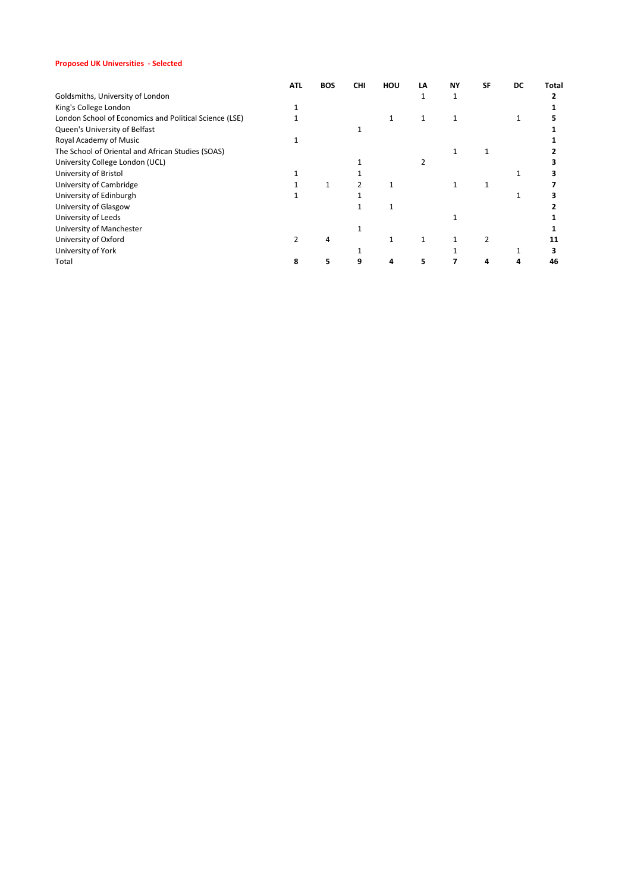**Proposed UK Universities - Selected**

| | ATL | BOS | CHI | HOU | LA | NY | SF | DC | Total |
|---|---|---|---|---|---|---|---|---|---|
| Goldsmiths, University of London | | | | | 1 | 1 | | | **2** |
| King's College London | 1 | | | | | | | | **1** |
| London School of Economics and Political Science (LSE) | 1 | | | 1 | 1 | 1 | | 1 | **5** |
| Queen's University of Belfast | | | 1 | | | | | | **1** |
| Royal Academy of Music | 1 | | | | | | | | **1** |
| The School of Oriental and African Studies (SOAS) | | | | | | 1 | 1 | | **2** |
| University College London (UCL) | | | 1 | | 2 | | | | **3** |
| University of Bristol | 1 | | 1 | | | | | 1 | **3** |
| University of Cambridge | 1 | 1 | 2 | 1 | | 1 | 1 | | **7** |
| University of Edinburgh | 1 | | 1 | | | | | 1 | **3** |
| University of Glasgow | | | 1 | 1 | | | | | **2** |
| University of Leeds | | | | | | 1 | | | **1** |
| University of Manchester | | | 1 | | | | | | **1** |
| University of Oxford | 2 | 4 | | 1 | 1 | 1 | 2 | | **11** |
| University of York | | | 1 | | | 1 | | 1 | **3** |
| Total | **8** | **5** | **9** | **4** | **5** | **7** | **4** | **4** | **46** |